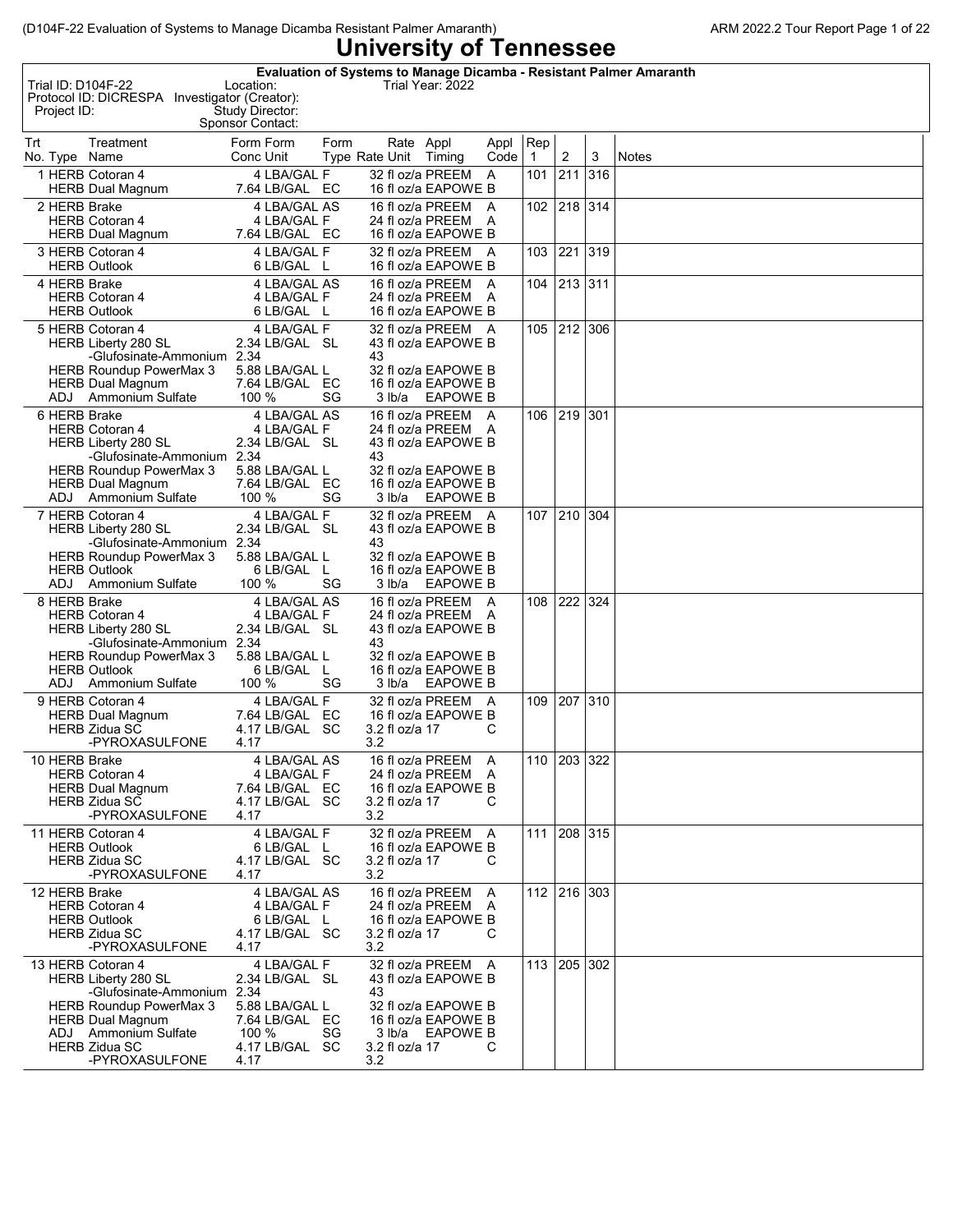# University of Tennessee

**Evaluation of Systems to Manage Dicamba - Resistant Palmer Amaranth**

Trial ID: D104F-22 Location: Trial Year: 2022
Protocol ID: DICRESPA Investigator (Creator):
Project ID: Study Director:
Sponsor Contact:

| Trt No. | Type | Treatment Name | Form Conc | Form Unit | Form Type | Rate | Rate Unit | Appl Timing | Appl Code | Rep 1 | 2 | 3 | Notes |
|---|---|---|---|---|---|---|---|---|---|---|---|---|---|
| 1 | HERB | Cotoran 4 | 4 | LBA/GAL | F | 32 | fl oz/a | PREEM | A | 101 | 211 | 316 | |
| | HERB | Dual Magnum | 7.64 | LB/GAL | EC | 16 | fl oz/a | EAPOWE | B | | | | |
| 2 | HERB | Brake | 4 | LBA/GAL | AS | 16 | fl oz/a | PREEM | A | 102 | 218 | 314 | |
| | HERB | Cotoran 4 | 4 | LBA/GAL | F | 24 | fl oz/a | PREEM | A | | | | |
| | HERB | Dual Magnum | 7.64 | LB/GAL | EC | 16 | fl oz/a | EAPOWE | B | | | | |
| 3 | HERB | Cotoran 4 | 4 | LBA/GAL | F | 32 | fl oz/a | PREEM | A | 103 | 221 | 319 | |
| | HERB | Outlook | 6 | LB/GAL | L | 16 | fl oz/a | EAPOWE | B | | | | |
| 4 | HERB | Brake | 4 | LBA/GAL | AS | 16 | fl oz/a | PREEM | A | 104 | 213 | 311 | |
| | HERB | Cotoran 4 | 4 | LBA/GAL | F | 24 | fl oz/a | PREEM | A | | | | |
| | HERB | Outlook | 6 | LB/GAL | L | 16 | fl oz/a | EAPOWE | B | | | | |
| 5 | HERB | Cotoran 4 | 4 | LBA/GAL | F | 32 | fl oz/a | PREEM | A | 105 | 212 | 306 | |
| | HERB | Liberty 280 SL | 2.34 | LB/GAL | SL | 43 | fl oz/a | EAPOWE | B | | | | |
| | | -Glufosinate-Ammonium | 2.34 | | | 43 | | | | | | | |
| | HERB | Roundup PowerMax 3 | 5.88 | LBA/GAL | L | 32 | fl oz/a | EAPOWE | B | | | | |
| | HERB | Dual Magnum | 7.64 | LB/GAL | EC | 16 | fl oz/a | EAPOWE | B | | | | |
| | ADJ | Ammonium Sulfate | 100 | % | SG | 3 | lb/a | EAPOWE | B | | | | |
| 6 | HERB | Brake | 4 | LBA/GAL | AS | 16 | fl oz/a | PREEM | A | 106 | 219 | 301 | |
| | HERB | Cotoran 4 | 4 | LBA/GAL | F | 24 | fl oz/a | PREEM | A | | | | |
| | HERB | Liberty 280 SL | 2.34 | LB/GAL | SL | 43 | fl oz/a | EAPOWE | B | | | | |
| | | -Glufosinate-Ammonium | 2.34 | | | 43 | | | | | | | |
| | HERB | Roundup PowerMax 3 | 5.88 | LBA/GAL | L | 32 | fl oz/a | EAPOWE | B | | | | |
| | HERB | Dual Magnum | 7.64 | LB/GAL | EC | 16 | fl oz/a | EAPOWE | B | | | | |
| | ADJ | Ammonium Sulfate | 100 | % | SG | 3 | lb/a | EAPOWE | B | | | | |
| 7 | HERB | Cotoran 4 | 4 | LBA/GAL | F | 32 | fl oz/a | PREEM | A | 107 | 210 | 304 | |
| | HERB | Liberty 280 SL | 2.34 | LB/GAL | SL | 43 | fl oz/a | EAPOWE | B | | | | |
| | | -Glufosinate-Ammonium | 2.34 | | | 43 | | | | | | | |
| | HERB | Roundup PowerMax 3 | 5.88 | LBA/GAL | L | 32 | fl oz/a | EAPOWE | B | | | | |
| | HERB | Outlook | 6 | LB/GAL | L | 16 | fl oz/a | EAPOWE | B | | | | |
| | ADJ | Ammonium Sulfate | 100 | % | SG | 3 | lb/a | EAPOWE | B | | | | |
| 8 | HERB | Brake | 4 | LBA/GAL | AS | 16 | fl oz/a | PREEM | A | 108 | 222 | 324 | |
| | HERB | Cotoran 4 | 4 | LBA/GAL | F | 24 | fl oz/a | PREEM | A | | | | |
| | HERB | Liberty 280 SL | 2.34 | LB/GAL | SL | 43 | fl oz/a | EAPOWE | B | | | | |
| | | -Glufosinate-Ammonium | 2.34 | | | 43 | | | | | | | |
| | HERB | Roundup PowerMax 3 | 5.88 | LBA/GAL | L | 32 | fl oz/a | EAPOWE | B | | | | |
| | HERB | Outlook | 6 | LB/GAL | L | 16 | fl oz/a | EAPOWE | B | | | | |
| | ADJ | Ammonium Sulfate | 100 | % | SG | 3 | lb/a | EAPOWE | B | | | | |
| 9 | HERB | Cotoran 4 | 4 | LBA/GAL | F | 32 | fl oz/a | PREEM | A | 109 | 207 | 310 | |
| | HERB | Dual Magnum | 7.64 | LB/GAL | EC | 16 | fl oz/a | EAPOWE | B | | | | |
| | HERB | Zidua SC | 4.17 | LB/GAL | SC | 3.2 | fl oz/a | 17 | C | | | | |
| | | -PYROXASULFONE | 4.17 | | | 3.2 | | | | | | | |
| 10 | HERB | Brake | 4 | LBA/GAL | AS | 16 | fl oz/a | PREEM | A | 110 | 203 | 322 | |
| | HERB | Cotoran 4 | 4 | LBA/GAL | F | 24 | fl oz/a | PREEM | A | | | | |
| | HERB | Dual Magnum | 7.64 | LB/GAL | EC | 16 | fl oz/a | EAPOWE | B | | | | |
| | HERB | Zidua SC | 4.17 | LB/GAL | SC | 3.2 | fl oz/a | 17 | C | | | | |
| | | -PYROXASULFONE | 4.17 | | | 3.2 | | | | | | | |
| 11 | HERB | Cotoran 4 | 4 | LBA/GAL | F | 32 | fl oz/a | PREEM | A | 111 | 208 | 315 | |
| | HERB | Outlook | 6 | LB/GAL | L | 16 | fl oz/a | EAPOWE | B | | | | |
| | HERB | Zidua SC | 4.17 | LB/GAL | SC | 3.2 | fl oz/a | 17 | C | | | | |
| | | -PYROXASULFONE | 4.17 | | | 3.2 | | | | | | | |
| 12 | HERB | Brake | 4 | LBA/GAL | AS | 16 | fl oz/a | PREEM | A | 112 | 216 | 303 | |
| | HERB | Cotoran 4 | 4 | LBA/GAL | F | 24 | fl oz/a | PREEM | A | | | | |
| | HERB | Outlook | 6 | LB/GAL | L | 16 | fl oz/a | EAPOWE | B | | | | |
| | HERB | Zidua SC | 4.17 | LB/GAL | SC | 3.2 | fl oz/a | 17 | C | | | | |
| | | -PYROXASULFONE | 4.17 | | | 3.2 | | | | | | | |
| 13 | HERB | Cotoran 4 | 4 | LBA/GAL | F | 32 | fl oz/a | PREEM | A | 113 | 205 | 302 | |
| | HERB | Liberty 280 SL | 2.34 | LB/GAL | SL | 43 | fl oz/a | EAPOWE | B | | | | |
| | | -Glufosinate-Ammonium | 2.34 | | | 43 | | | | | | | |
| | HERB | Roundup PowerMax 3 | 5.88 | LBA/GAL | L | 32 | fl oz/a | EAPOWE | B | | | | |
| | HERB | Dual Magnum | 7.64 | LB/GAL | EC | 16 | fl oz/a | EAPOWE | B | | | | |
| | ADJ | Ammonium Sulfate | 100 | % | SG | 3 | lb/a | EAPOWE | B | | | | |
| | HERB | Zidua SC | 4.17 | LB/GAL | SC | 3.2 | fl oz/a | 17 | C | | | | |
| | | -PYROXASULFONE | 4.17 | | | 3.2 | | | | | | | |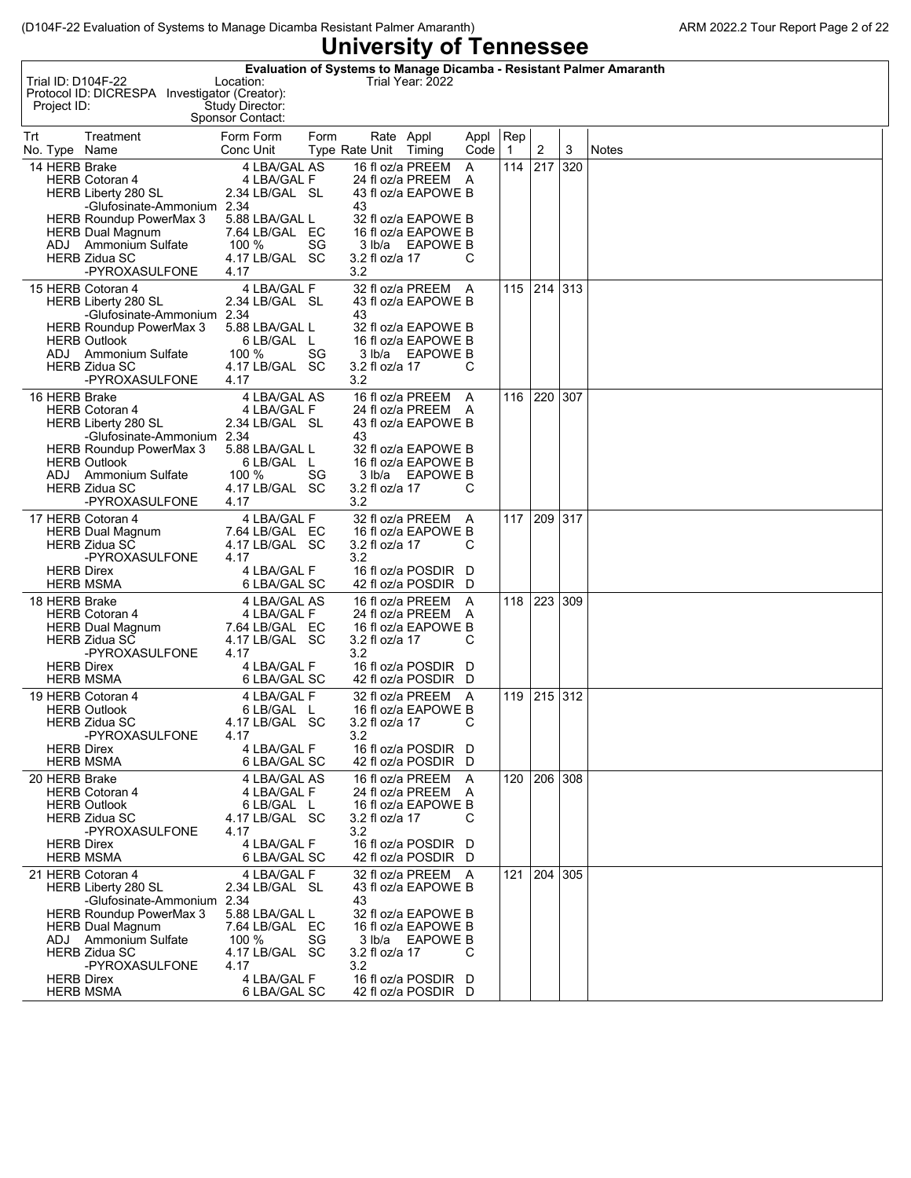# University of Tennessee

**Evaluation of Systems to Manage Dicamba - Resistant Palmer Amaranth**

Trial ID: D104F-22 Location: Trial Year: 2022
Protocol ID: DICRESPA Investigator (Creator):
Project ID: Study Director:
Sponsor Contact:

| Trt No. | Type | Treatment Name | Form Conc | Form Unit | Form Type | Rate | Rate Unit | Appl Timing | Appl Code | Rep 1 | 2 | 3 | Notes |
|---|---|---|---|---|---|---|---|---|---|---|---|---|---|
| 14 | HERB | Brake | 4 | LBA/GAL | AS | 16 | fl oz/a | PREEM | A | 114 | 217 | 320 | |
| | HERB | Cotoran 4 | 4 | LBA/GAL | F | 24 | fl oz/a | PREEM | A | | | | |
| | HERB | Liberty 280 SL | 2.34 | LB/GAL | SL | 43 | fl oz/a | EAPOWE | B | | | | |
| | | -Glufosinate-Ammonium | 2.34 | | | 43 | | | | | | | |
| | HERB | Roundup PowerMax 3 | 5.88 | LBA/GAL | L | 32 | fl oz/a | EAPOWE | B | | | | |
| | HERB | Dual Magnum | 7.64 | LB/GAL | EC | 16 | fl oz/a | EAPOWE | B | | | | |
| | ADJ | Ammonium Sulfate | 100 | % | SG | 3 | lb/a | EAPOWE | B | | | | |
| | HERB | Zidua SC | 4.17 | LB/GAL | SC | 3.2 | fl oz/a | 17 | C | | | | |
| | | -PYROXASULFONE | 4.17 | | | 3.2 | | | | | | | |
| 15 | HERB | Cotoran 4 | 4 | LBA/GAL | F | 32 | fl oz/a | PREEM | A | 115 | 214 | 313 | |
| | HERB | Liberty 280 SL | 2.34 | LB/GAL | SL | 43 | fl oz/a | EAPOWE | B | | | | |
| | | -Glufosinate-Ammonium | 2.34 | | | 43 | | | | | | | |
| | HERB | Roundup PowerMax 3 | 5.88 | LBA/GAL | L | 32 | fl oz/a | EAPOWE | B | | | | |
| | HERB | Outlook | 6 | LB/GAL | L | 16 | fl oz/a | EAPOWE | B | | | | |
| | ADJ | Ammonium Sulfate | 100 | % | SG | 3 | lb/a | EAPOWE | B | | | | |
| | HERB | Zidua SC | 4.17 | LB/GAL | SC | 3.2 | fl oz/a | 17 | C | | | | |
| | | -PYROXASULFONE | 4.17 | | | 3.2 | | | | | | | |
| 16 | HERB | Brake | 4 | LBA/GAL | AS | 16 | fl oz/a | PREEM | A | 116 | 220 | 307 | |
| | HERB | Cotoran 4 | 4 | LBA/GAL | F | 24 | fl oz/a | PREEM | A | | | | |
| | HERB | Liberty 280 SL | 2.34 | LB/GAL | SL | 43 | fl oz/a | EAPOWE | B | | | | |
| | | -Glufosinate-Ammonium | 2.34 | | | 43 | | | | | | | |
| | HERB | Roundup PowerMax 3 | 5.88 | LBA/GAL | L | 32 | fl oz/a | EAPOWE | B | | | | |
| | HERB | Outlook | 6 | LB/GAL | L | 16 | fl oz/a | EAPOWE | B | | | | |
| | ADJ | Ammonium Sulfate | 100 | % | SG | 3 | lb/a | EAPOWE | B | | | | |
| | HERB | Zidua SC | 4.17 | LB/GAL | SC | 3.2 | fl oz/a | 17 | C | | | | |
| | | -PYROXASULFONE | 4.17 | | | 3.2 | | | | | | | |
| 17 | HERB | Cotoran 4 | 4 | LBA/GAL | F | 32 | fl oz/a | PREEM | A | 117 | 209 | 317 | |
| | HERB | Dual Magnum | 7.64 | LB/GAL | EC | 16 | fl oz/a | EAPOWE | B | | | | |
| | HERB | Zidua SC | 4.17 | LB/GAL | SC | 3.2 | fl oz/a | 17 | C | | | | |
| | | -PYROXASULFONE | 4.17 | | | 3.2 | | | | | | | |
| | HERB | Direx | 4 | LBA/GAL | F | 16 | fl oz/a | POSDIR | D | | | | |
| | HERB | MSMA | 6 | LBA/GAL | SC | 42 | fl oz/a | POSDIR | D | | | | |
| 18 | HERB | Brake | 4 | LBA/GAL | AS | 16 | fl oz/a | PREEM | A | 118 | 223 | 309 | |
| | HERB | Cotoran 4 | 4 | LBA/GAL | F | 24 | fl oz/a | PREEM | A | | | | |
| | HERB | Dual Magnum | 7.64 | LB/GAL | EC | 16 | fl oz/a | EAPOWE | B | | | | |
| | HERB | Zidua SC | 4.17 | LB/GAL | SC | 3.2 | fl oz/a | 17 | C | | | | |
| | | -PYROXASULFONE | 4.17 | | | 3.2 | | | | | | | |
| | HERB | Direx | 4 | LBA/GAL | F | 16 | fl oz/a | POSDIR | D | | | | |
| | HERB | MSMA | 6 | LBA/GAL | SC | 42 | fl oz/a | POSDIR | D | | | | |
| 19 | HERB | Cotoran 4 | 4 | LBA/GAL | F | 32 | fl oz/a | PREEM | A | 119 | 215 | 312 | |
| | HERB | Outlook | 6 | LB/GAL | L | 16 | fl oz/a | EAPOWE | B | | | | |
| | HERB | Zidua SC | 4.17 | LB/GAL | SC | 3.2 | fl oz/a | 17 | C | | | | |
| | | -PYROXASULFONE | 4.17 | | | 3.2 | | | | | | | |
| | HERB | Direx | 4 | LBA/GAL | F | 16 | fl oz/a | POSDIR | D | | | | |
| | HERB | MSMA | 6 | LBA/GAL | SC | 42 | fl oz/a | POSDIR | D | | | | |
| 20 | HERB | Brake | 4 | LBA/GAL | AS | 16 | fl oz/a | PREEM | A | 120 | 206 | 308 | |
| | HERB | Cotoran 4 | 4 | LBA/GAL | F | 24 | fl oz/a | PREEM | A | | | | |
| | HERB | Outlook | 6 | LB/GAL | L | 16 | fl oz/a | EAPOWE | B | | | | |
| | HERB | Zidua SC | 4.17 | LB/GAL | SC | 3.2 | fl oz/a | 17 | C | | | | |
| | | -PYROXASULFONE | 4.17 | | | 3.2 | | | | | | | |
| | HERB | Direx | 4 | LBA/GAL | F | 16 | fl oz/a | POSDIR | D | | | | |
| | HERB | MSMA | 6 | LBA/GAL | SC | 42 | fl oz/a | POSDIR | D | | | | |
| 21 | HERB | Cotoran 4 | 4 | LBA/GAL | F | 32 | fl oz/a | PREEM | A | 121 | 204 | 305 | |
| | HERB | Liberty 280 SL | 2.34 | LB/GAL | SL | 43 | fl oz/a | EAPOWE | B | | | | |
| | | -Glufosinate-Ammonium | 2.34 | | | 43 | | | | | | | |
| | HERB | Roundup PowerMax 3 | 5.88 | LBA/GAL | L | 32 | fl oz/a | EAPOWE | B | | | | |
| | HERB | Dual Magnum | 7.64 | LB/GAL | EC | 16 | fl oz/a | EAPOWE | B | | | | |
| | ADJ | Ammonium Sulfate | 100 | % | SG | 3 | lb/a | EAPOWE | B | | | | |
| | HERB | Zidua SC | 4.17 | LB/GAL | SC | 3.2 | fl oz/a | 17 | C | | | | |
| | | -PYROXASULFONE | 4.17 | | | 3.2 | | | | | | | |
| | HERB | Direx | 4 | LBA/GAL | F | 16 | fl oz/a | POSDIR | D | | | | |
| | HERB | MSMA | 6 | LBA/GAL | SC | 42 | fl oz/a | POSDIR | D | | | | |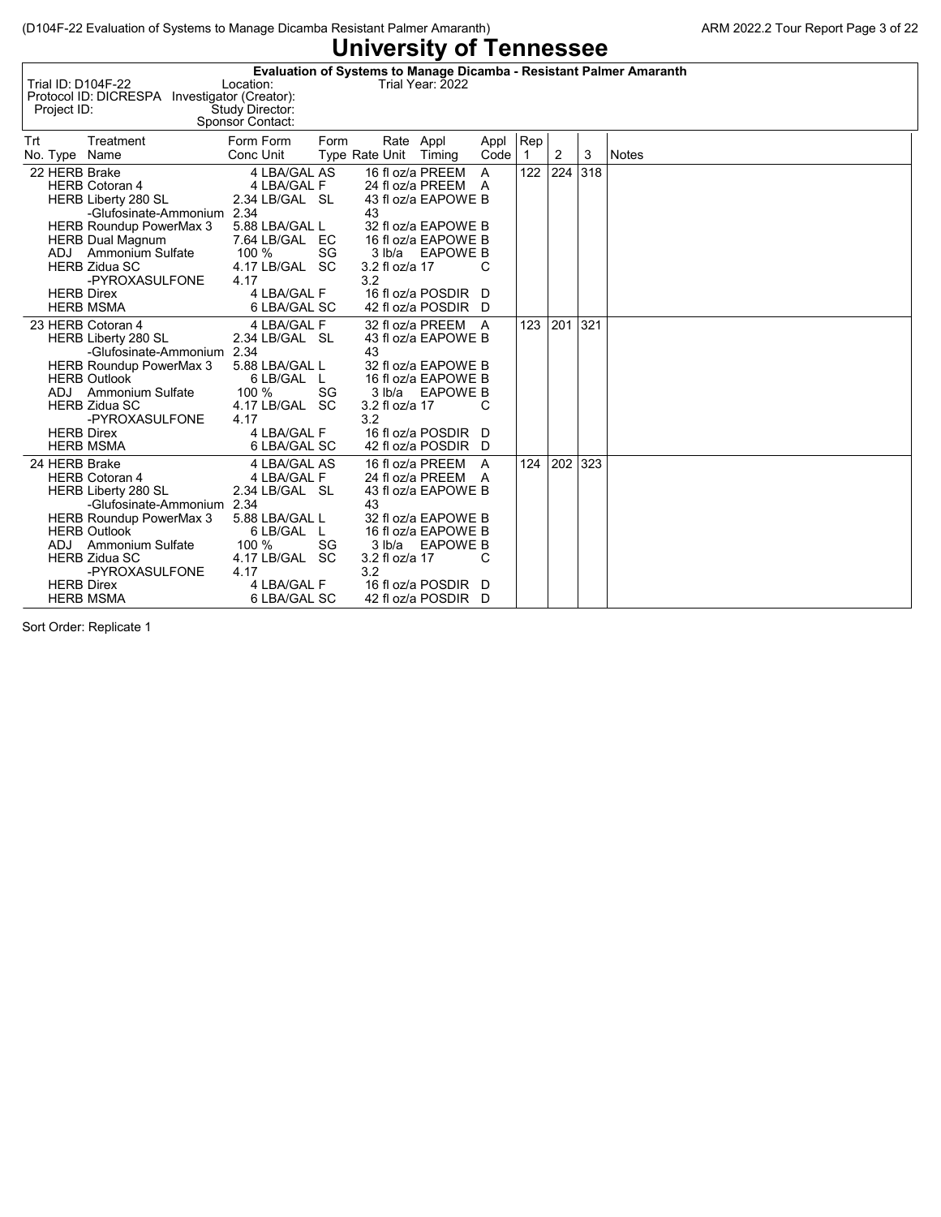# University of Tennessee

**Evaluation of Systems to Manage Dicamba - Resistant Palmer Amaranth**

Trial ID: D104F-22 Location: Trial Year: 2022
Protocol ID: DICRESPA Investigator (Creator):
Project ID: Study Director:
Sponsor Contact:

| Trt No. | Type | Treatment Name | Form Conc | Form Unit | Form Type | Rate | Rate Unit | Appl Timing | Appl Code | Rep 1 | 2 | 3 | Notes |
|---|---|---|---|---|---|---|---|---|---|---|---|---|---|
| 22 | HERB | Brake | 4 | LBA/GAL | AS | 16 | fl oz/a | PREEM | A | 122 | 224 | 318 | |
| | HERB | Cotoran 4 | 4 | LBA/GAL | F | 24 | fl oz/a | PREEM | A | | | | |
| | HERB | Liberty 280 SL | 2.34 | LB/GAL | SL | 43 | fl oz/a | EAPOWE | B | | | | |
| | | -Glufosinate-Ammonium | 2.34 | | | 43 | | | | | | | |
| | HERB | Roundup PowerMax 3 | 5.88 | LBA/GAL | L | 32 | fl oz/a | EAPOWE | B | | | | |
| | HERB | Dual Magnum | 7.64 | LB/GAL | EC | 16 | fl oz/a | EAPOWE | B | | | | |
| | ADJ | Ammonium Sulfate | 100 | % | SG | 3 | lb/a | EAPOWE | B | | | | |
| | HERB | Zidua SC | 4.17 | LB/GAL | SC | 3.2 | fl oz/a | 17 | C | | | | |
| | | -PYROXASULFONE | 4.17 | | | 3.2 | | | | | | | |
| | HERB | Direx | 4 | LBA/GAL | F | 16 | fl oz/a | POSDIR | D | | | | |
| | HERB | MSMA | 6 | LBA/GAL | SC | 42 | fl oz/a | POSDIR | D | | | | |
| 23 | HERB | Cotoran 4 | 4 | LBA/GAL | F | 32 | fl oz/a | PREEM | A | 123 | 201 | 321 | |
| | HERB | Liberty 280 SL | 2.34 | LB/GAL | SL | 43 | fl oz/a | EAPOWE | B | | | | |
| | | -Glufosinate-Ammonium | 2.34 | | | 43 | | | | | | | |
| | HERB | Roundup PowerMax 3 | 5.88 | LBA/GAL | L | 32 | fl oz/a | EAPOWE | B | | | | |
| | HERB | Outlook | 6 | LB/GAL | L | 16 | fl oz/a | EAPOWE | B | | | | |
| | ADJ | Ammonium Sulfate | 100 | % | SG | 3 | lb/a | EAPOWE | B | | | | |
| | HERB | Zidua SC | 4.17 | LB/GAL | SC | 3.2 | fl oz/a | 17 | C | | | | |
| | | -PYROXASULFONE | 4.17 | | | 3.2 | | | | | | | |
| | HERB | Direx | 4 | LBA/GAL | F | 16 | fl oz/a | POSDIR | D | | | | |
| | HERB | MSMA | 6 | LBA/GAL | SC | 42 | fl oz/a | POSDIR | D | | | | |
| 24 | HERB | Brake | 4 | LBA/GAL | AS | 16 | fl oz/a | PREEM | A | 124 | 202 | 323 | |
| | HERB | Cotoran 4 | 4 | LBA/GAL | F | 24 | fl oz/a | PREEM | A | | | | |
| | HERB | Liberty 280 SL | 2.34 | LB/GAL | SL | 43 | fl oz/a | EAPOWE | B | | | | |
| | | -Glufosinate-Ammonium | 2.34 | | | 43 | | | | | | | |
| | HERB | Roundup PowerMax 3 | 5.88 | LBA/GAL | L | 32 | fl oz/a | EAPOWE | B | | | | |
| | HERB | Outlook | 6 | LB/GAL | L | 16 | fl oz/a | EAPOWE | B | | | | |
| | ADJ | Ammonium Sulfate | 100 | % | SG | 3 | lb/a | EAPOWE | B | | | | |
| | HERB | Zidua SC | 4.17 | LB/GAL | SC | 3.2 | fl oz/a | 17 | C | | | | |
| | | -PYROXASULFONE | 4.17 | | | 3.2 | | | | | | | |
| | HERB | Direx | 4 | LBA/GAL | F | 16 | fl oz/a | POSDIR | D | | | | |
| | HERB | MSMA | 6 | LBA/GAL | SC | 42 | fl oz/a | POSDIR | D | | | | |

Sort Order: Replicate 1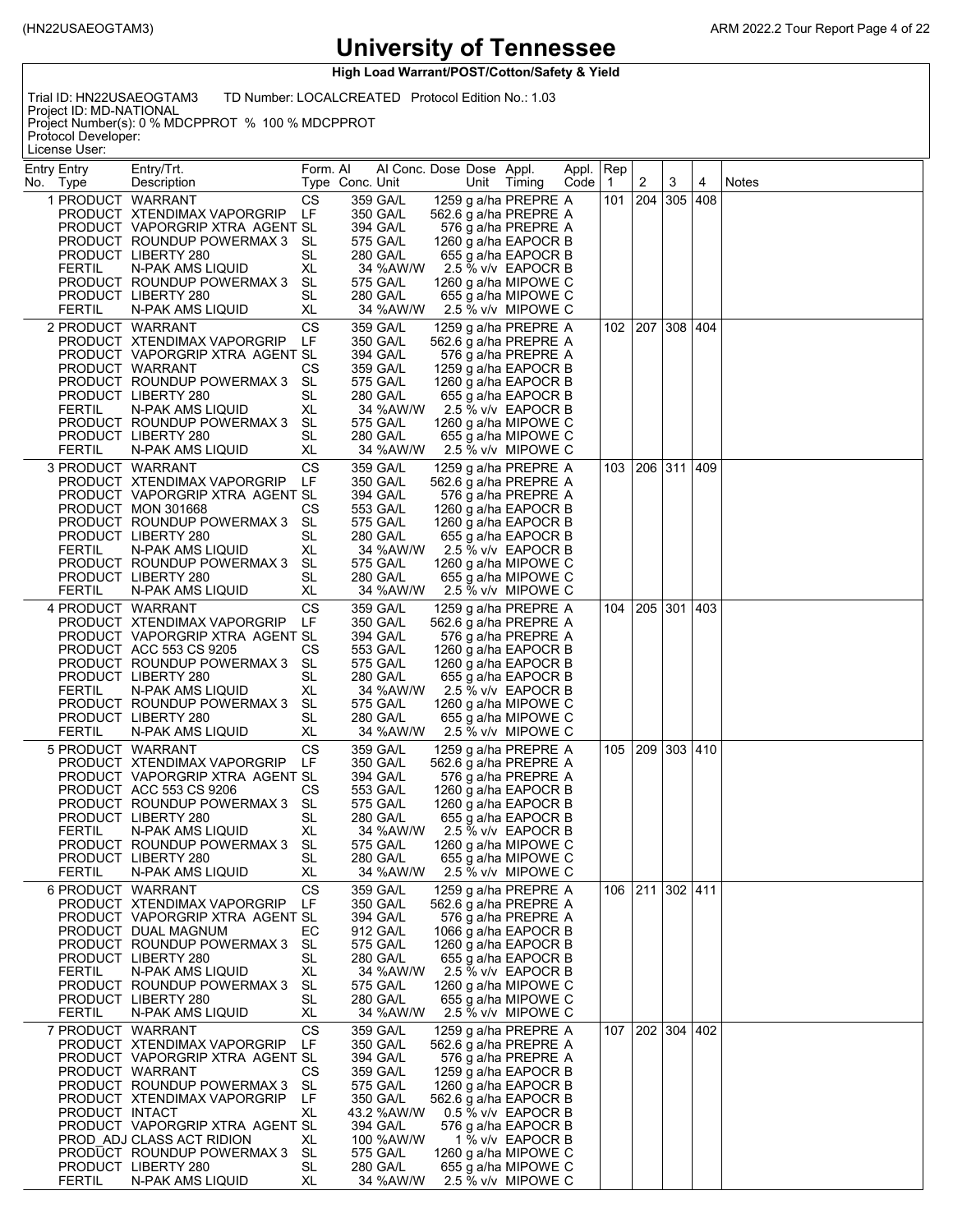# University of Tennessee

**High Load Warrant/POST/Cotton/Safety & Yield**

Trial ID: HN22USAEOGTAM3 TD Number: LOCALCREATED Protocol Edition No.: 1.03
Project ID: MD-NATIONAL
Project Number(s): 0 % MDCPPROT % 100 % MDCPPROT
Protocol Developer:
License User:

| Entry No. | Entry Type | Entry/Trt. Description | Form. Type | AI Conc. | AI Conc. Unit | Dose | Dose Unit | Appl. Timing | Appl. Code | Rep 1 | 2 | 3 | 4 | Notes |
|---|---|---|---|---|---|---|---|---|---|---|---|---|---|---|
| 1 | PRODUCT | WARRANT | CS | 359 | GA/L | 1259 | g a/ha | PREPRE | A | 101 | 204 | 305 | 408 | |
| | PRODUCT | XTENDIMAX VAPORGRIP | LF | 350 | GA/L | 562.6 | g a/ha | PREPRE | A | | | | | |
| | PRODUCT | VAPORGRIP XTRA AGENT | SL | 394 | GA/L | 576 | g a/ha | PREPRE | A | | | | | |
| | PRODUCT | ROUNDUP POWERMAX 3 | SL | 575 | GA/L | 1260 | g a/ha | EAPOCR | B | | | | | |
| | PRODUCT | LIBERTY 280 | SL | 280 | GA/L | 655 | g a/ha | EAPOCR | B | | | | | |
| | FERTIL | N-PAK AMS LIQUID | XL | 34 | %AW/W | 2.5 | % v/v | EAPOCR | B | | | | | |
| | PRODUCT | ROUNDUP POWERMAX 3 | SL | 575 | GA/L | 1260 | g a/ha | MIPOWE | C | | | | | |
| | PRODUCT | LIBERTY 280 | SL | 280 | GA/L | 655 | g a/ha | MIPOWE | C | | | | | |
| | FERTIL | N-PAK AMS LIQUID | XL | 34 | %AW/W | 2.5 | % v/v | MIPOWE | C | | | | | |
| 2 | PRODUCT | WARRANT | CS | 359 | GA/L | 1259 | g a/ha | PREPRE | A | 102 | 207 | 308 | 404 | |
| | PRODUCT | XTENDIMAX VAPORGRIP | LF | 350 | GA/L | 562.6 | g a/ha | PREPRE | A | | | | | |
| | PRODUCT | VAPORGRIP XTRA AGENT | SL | 394 | GA/L | 576 | g a/ha | PREPRE | A | | | | | |
| | PRODUCT | WARRANT | CS | 359 | GA/L | 1259 | g a/ha | EAPOCR | B | | | | | |
| | PRODUCT | ROUNDUP POWERMAX 3 | SL | 575 | GA/L | 1260 | g a/ha | EAPOCR | B | | | | | |
| | PRODUCT | LIBERTY 280 | SL | 280 | GA/L | 655 | g a/ha | EAPOCR | B | | | | | |
| | FERTIL | N-PAK AMS LIQUID | XL | 34 | %AW/W | 2.5 | % v/v | EAPOCR | B | | | | | |
| | PRODUCT | ROUNDUP POWERMAX 3 | SL | 575 | GA/L | 1260 | g a/ha | MIPOWE | C | | | | | |
| | PRODUCT | LIBERTY 280 | SL | 280 | GA/L | 655 | g a/ha | MIPOWE | C | | | | | |
| | FERTIL | N-PAK AMS LIQUID | XL | 34 | %AW/W | 2.5 | % v/v | MIPOWE | C | | | | | |
| 3 | PRODUCT | WARRANT | CS | 359 | GA/L | 1259 | g a/ha | PREPRE | A | 103 | 206 | 311 | 409 | |
| | PRODUCT | XTENDIMAX VAPORGRIP | LF | 350 | GA/L | 562.6 | g a/ha | PREPRE | A | | | | | |
| | PRODUCT | VAPORGRIP XTRA AGENT | SL | 394 | GA/L | 576 | g a/ha | PREPRE | A | | | | | |
| | PRODUCT | MON 301668 | CS | 553 | GA/L | 1260 | g a/ha | EAPOCR | B | | | | | |
| | PRODUCT | ROUNDUP POWERMAX 3 | SL | 575 | GA/L | 1260 | g a/ha | EAPOCR | B | | | | | |
| | PRODUCT | LIBERTY 280 | SL | 280 | GA/L | 655 | g a/ha | EAPOCR | B | | | | | |
| | FERTIL | N-PAK AMS LIQUID | XL | 34 | %AW/W | 2.5 | % v/v | EAPOCR | B | | | | | |
| | PRODUCT | ROUNDUP POWERMAX 3 | SL | 575 | GA/L | 1260 | g a/ha | MIPOWE | C | | | | | |
| | PRODUCT | LIBERTY 280 | SL | 280 | GA/L | 655 | g a/ha | MIPOWE | C | | | | | |
| | FERTIL | N-PAK AMS LIQUID | XL | 34 | %AW/W | 2.5 | % v/v | MIPOWE | C | | | | | |
| 4 | PRODUCT | WARRANT | CS | 359 | GA/L | 1259 | g a/ha | PREPRE | A | 104 | 205 | 301 | 403 | |
| | PRODUCT | XTENDIMAX VAPORGRIP | LF | 350 | GA/L | 562.6 | g a/ha | PREPRE | A | | | | | |
| | PRODUCT | VAPORGRIP XTRA AGENT | SL | 394 | GA/L | 576 | g a/ha | PREPRE | A | | | | | |
| | PRODUCT | ACC 553 CS 9205 | CS | 553 | GA/L | 1260 | g a/ha | EAPOCR | B | | | | | |
| | PRODUCT | ROUNDUP POWERMAX 3 | SL | 575 | GA/L | 1260 | g a/ha | EAPOCR | B | | | | | |
| | PRODUCT | LIBERTY 280 | SL | 280 | GA/L | 655 | g a/ha | EAPOCR | B | | | | | |
| | FERTIL | N-PAK AMS LIQUID | XL | 34 | %AW/W | 2.5 | % v/v | EAPOCR | B | | | | | |
| | PRODUCT | ROUNDUP POWERMAX 3 | SL | 575 | GA/L | 1260 | g a/ha | MIPOWE | C | | | | | |
| | PRODUCT | LIBERTY 280 | SL | 280 | GA/L | 655 | g a/ha | MIPOWE | C | | | | | |
| | FERTIL | N-PAK AMS LIQUID | XL | 34 | %AW/W | 2.5 | % v/v | MIPOWE | C | | | | | |
| 5 | PRODUCT | WARRANT | CS | 359 | GA/L | 1259 | g a/ha | PREPRE | A | 105 | 209 | 303 | 410 | |
| | PRODUCT | XTENDIMAX VAPORGRIP | LF | 350 | GA/L | 562.6 | g a/ha | PREPRE | A | | | | | |
| | PRODUCT | VAPORGRIP XTRA AGENT | SL | 394 | GA/L | 576 | g a/ha | PREPRE | A | | | | | |
| | PRODUCT | ACC 553 CS 9206 | CS | 553 | GA/L | 1260 | g a/ha | EAPOCR | B | | | | | |
| | PRODUCT | ROUNDUP POWERMAX 3 | SL | 575 | GA/L | 1260 | g a/ha | EAPOCR | B | | | | | |
| | PRODUCT | LIBERTY 280 | SL | 280 | GA/L | 655 | g a/ha | EAPOCR | B | | | | | |
| | FERTIL | N-PAK AMS LIQUID | XL | 34 | %AW/W | 2.5 | % v/v | EAPOCR | B | | | | | |
| | PRODUCT | ROUNDUP POWERMAX 3 | SL | 575 | GA/L | 1260 | g a/ha | MIPOWE | C | | | | | |
| | PRODUCT | LIBERTY 280 | SL | 280 | GA/L | 655 | g a/ha | MIPOWE | C | | | | | |
| | FERTIL | N-PAK AMS LIQUID | XL | 34 | %AW/W | 2.5 | % v/v | MIPOWE | C | | | | | |
| 6 | PRODUCT | WARRANT | CS | 359 | GA/L | 1259 | g a/ha | PREPRE | A | 106 | 211 | 302 | 411 | |
| | PRODUCT | XTENDIMAX VAPORGRIP | LF | 350 | GA/L | 562.6 | g a/ha | PREPRE | A | | | | | |
| | PRODUCT | VAPORGRIP XTRA AGENT | SL | 394 | GA/L | 576 | g a/ha | PREPRE | A | | | | | |
| | PRODUCT | DUAL MAGNUM | EC | 912 | GA/L | 1066 | g a/ha | EAPOCR | B | | | | | |
| | PRODUCT | ROUNDUP POWERMAX 3 | SL | 575 | GA/L | 1260 | g a/ha | EAPOCR | B | | | | | |
| | PRODUCT | LIBERTY 280 | SL | 280 | GA/L | 655 | g a/ha | EAPOCR | B | | | | | |
| | FERTIL | N-PAK AMS LIQUID | XL | 34 | %AW/W | 2.5 | % v/v | EAPOCR | B | | | | | |
| | PRODUCT | ROUNDUP POWERMAX 3 | SL | 575 | GA/L | 1260 | g a/ha | MIPOWE | C | | | | | |
| | PRODUCT | LIBERTY 280 | SL | 280 | GA/L | 655 | g a/ha | MIPOWE | C | | | | | |
| | FERTIL | N-PAK AMS LIQUID | XL | 34 | %AW/W | 2.5 | % v/v | MIPOWE | C | | | | | |
| 7 | PRODUCT | WARRANT | CS | 359 | GA/L | 1259 | g a/ha | PREPRE | A | 107 | 202 | 304 | 402 | |
| | PRODUCT | XTENDIMAX VAPORGRIP | LF | 350 | GA/L | 562.6 | g a/ha | PREPRE | A | | | | | |
| | PRODUCT | VAPORGRIP XTRA AGENT | SL | 394 | GA/L | 576 | g a/ha | PREPRE | A | | | | | |
| | PRODUCT | WARRANT | CS | 359 | GA/L | 1259 | g a/ha | EAPOCR | B | | | | | |
| | PRODUCT | ROUNDUP POWERMAX 3 | SL | 575 | GA/L | 1260 | g a/ha | EAPOCR | B | | | | | |
| | PRODUCT | XTENDIMAX VAPORGRIP | LF | 350 | GA/L | 562.6 | g a/ha | EAPOCR | B | | | | | |
| | PRODUCT | INTACT | XL | 43.2 | %AW/W | 0.5 | % v/v | EAPOCR | B | | | | | |
| | PRODUCT | VAPORGRIP XTRA AGENT | SL | 394 | GA/L | 576 | g a/ha | EAPOCR | B | | | | | |
| | PROD_ADJ | CLASS ACT RIDION | XL | 100 | %AW/W | 1 | % v/v | EAPOCR | B | | | | | |
| | PRODUCT | ROUNDUP POWERMAX 3 | SL | 575 | GA/L | 1260 | g a/ha | MIPOWE | C | | | | | |
| | PRODUCT | LIBERTY 280 | SL | 280 | GA/L | 655 | g a/ha | MIPOWE | C | | | | | |
| | FERTIL | N-PAK AMS LIQUID | XL | 34 | %AW/W | 2.5 | % v/v | MIPOWE | C | | | | | |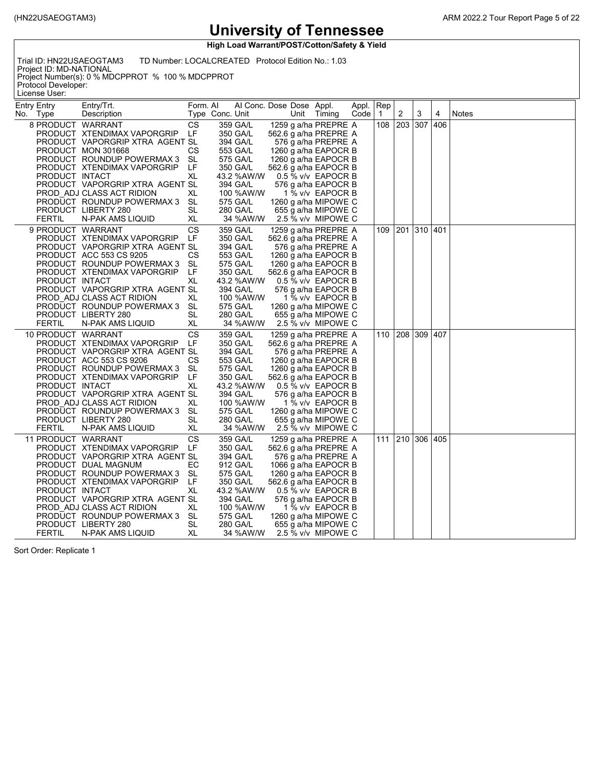# University of Tennessee

**High Load Warrant/POST/Cotton/Safety & Yield**

Trial ID: HN22USAEOGTAM3 TD Number: LOCALCREATED Protocol Edition No.: 1.03
Project ID: MD-NATIONAL
Project Number(s): 0 % MDCPPROT % 100 % MDCPPROT
Protocol Developer:
License User:

| Entry No. | Entry Type | Entry/Trt. Description | Form. Type | AI Conc. | AI Conc. Unit | Dose | Dose Unit | Appl. Timing | Appl. Code | Rep 1 | 2 | 3 | 4 | Notes |
|---|---|---|---|---|---|---|---|---|---|---|---|---|---|---|
| 8 | PRODUCT | WARRANT | CS | 359 | GA/L | 1259 | g a/ha | PREPRE | A | 108 | 203 | 307 | 406 | |
| | PRODUCT | XTENDIMAX VAPORGRIP | LF | 350 | GA/L | 562.6 | g a/ha | PREPRE | A | | | | | |
| | PRODUCT | VAPORGRIP XTRA AGENT | SL | 394 | GA/L | 576 | g a/ha | PREPRE | A | | | | | |
| | PRODUCT | MON 301668 | CS | 553 | GA/L | 1260 | g a/ha | EAPOCR | B | | | | | |
| | PRODUCT | ROUNDUP POWERMAX 3 | SL | 575 | GA/L | 1260 | g a/ha | EAPOCR | B | | | | | |
| | PRODUCT | XTENDIMAX VAPORGRIP | LF | 350 | GA/L | 562.6 | g a/ha | EAPOCR | B | | | | | |
| | PRODUCT | INTACT | XL | 43.2 | %AW/W | 0.5 | % v/v | EAPOCR | B | | | | | |
| | PRODUCT | VAPORGRIP XTRA AGENT | SL | 394 | GA/L | 576 | g a/ha | EAPOCR | B | | | | | |
| | PROD_ADJ | CLASS ACT RIDION | XL | 100 | %AW/W | 1 | % v/v | EAPOCR | B | | | | | |
| | PRODUCT | ROUNDUP POWERMAX 3 | SL | 575 | GA/L | 1260 | g a/ha | MIPOWE | C | | | | | |
| | PRODUCT | LIBERTY 280 | SL | 280 | GA/L | 655 | g a/ha | MIPOWE | C | | | | | |
| | FERTIL | N-PAK AMS LIQUID | XL | 34 | %AW/W | 2.5 | % v/v | MIPOWE | C | | | | | |
| 9 | PRODUCT | WARRANT | CS | 359 | GA/L | 1259 | g a/ha | PREPRE | A | 109 | 201 | 310 | 401 | |
| | PRODUCT | XTENDIMAX VAPORGRIP | LF | 350 | GA/L | 562.6 | g a/ha | PREPRE | A | | | | | |
| | PRODUCT | VAPORGRIP XTRA AGENT | SL | 394 | GA/L | 576 | g a/ha | PREPRE | A | | | | | |
| | PRODUCT | ACC 553 CS 9205 | CS | 553 | GA/L | 1260 | g a/ha | EAPOCR | B | | | | | |
| | PRODUCT | ROUNDUP POWERMAX 3 | SL | 575 | GA/L | 1260 | g a/ha | EAPOCR | B | | | | | |
| | PRODUCT | XTENDIMAX VAPORGRIP | LF | 350 | GA/L | 562.6 | g a/ha | EAPOCR | B | | | | | |
| | PRODUCT | INTACT | XL | 43.2 | %AW/W | 0.5 | % v/v | EAPOCR | B | | | | | |
| | PRODUCT | VAPORGRIP XTRA AGENT | SL | 394 | GA/L | 576 | g a/ha | EAPOCR | B | | | | | |
| | PROD_ADJ | CLASS ACT RIDION | XL | 100 | %AW/W | 1 | % v/v | EAPOCR | B | | | | | |
| | PRODUCT | ROUNDUP POWERMAX 3 | SL | 575 | GA/L | 1260 | g a/ha | MIPOWE | C | | | | | |
| | PRODUCT | LIBERTY 280 | SL | 280 | GA/L | 655 | g a/ha | MIPOWE | C | | | | | |
| | FERTIL | N-PAK AMS LIQUID | XL | 34 | %AW/W | 2.5 | % v/v | MIPOWE | C | | | | | |
| 10 | PRODUCT | WARRANT | CS | 359 | GA/L | 1259 | g a/ha | PREPRE | A | 110 | 208 | 309 | 407 | |
| | PRODUCT | XTENDIMAX VAPORGRIP | LF | 350 | GA/L | 562.6 | g a/ha | PREPRE | A | | | | | |
| | PRODUCT | VAPORGRIP XTRA AGENT | SL | 394 | GA/L | 576 | g a/ha | PREPRE | A | | | | | |
| | PRODUCT | ACC 553 CS 9206 | CS | 553 | GA/L | 1260 | g a/ha | EAPOCR | B | | | | | |
| | PRODUCT | ROUNDUP POWERMAX 3 | SL | 575 | GA/L | 1260 | g a/ha | EAPOCR | B | | | | | |
| | PRODUCT | XTENDIMAX VAPORGRIP | LF | 350 | GA/L | 562.6 | g a/ha | EAPOCR | B | | | | | |
| | PRODUCT | INTACT | XL | 43.2 | %AW/W | 0.5 | % v/v | EAPOCR | B | | | | | |
| | PRODUCT | VAPORGRIP XTRA AGENT | SL | 394 | GA/L | 576 | g a/ha | EAPOCR | B | | | | | |
| | PROD_ADJ | CLASS ACT RIDION | XL | 100 | %AW/W | 1 | % v/v | EAPOCR | B | | | | | |
| | PRODUCT | ROUNDUP POWERMAX 3 | SL | 575 | GA/L | 1260 | g a/ha | MIPOWE | C | | | | | |
| | PRODUCT | LIBERTY 280 | SL | 280 | GA/L | 655 | g a/ha | MIPOWE | C | | | | | |
| | FERTIL | N-PAK AMS LIQUID | XL | 34 | %AW/W | 2.5 | % v/v | MIPOWE | C | | | | | |
| 11 | PRODUCT | WARRANT | CS | 359 | GA/L | 1259 | g a/ha | PREPRE | A | 111 | 210 | 306 | 405 | |
| | PRODUCT | XTENDIMAX VAPORGRIP | LF | 350 | GA/L | 562.6 | g a/ha | PREPRE | A | | | | | |
| | PRODUCT | VAPORGRIP XTRA AGENT | SL | 394 | GA/L | 576 | g a/ha | PREPRE | A | | | | | |
| | PRODUCT | DUAL MAGNUM | EC | 912 | GA/L | 1066 | g a/ha | EAPOCR | B | | | | | |
| | PRODUCT | ROUNDUP POWERMAX 3 | SL | 575 | GA/L | 1260 | g a/ha | EAPOCR | B | | | | | |
| | PRODUCT | XTENDIMAX VAPORGRIP | LF | 350 | GA/L | 562.6 | g a/ha | EAPOCR | B | | | | | |
| | PRODUCT | INTACT | XL | 43.2 | %AW/W | 0.5 | % v/v | EAPOCR | B | | | | | |
| | PRODUCT | VAPORGRIP XTRA AGENT | SL | 394 | GA/L | 576 | g a/ha | EAPOCR | B | | | | | |
| | PROD_ADJ | CLASS ACT RIDION | XL | 100 | %AW/W | 1 | % v/v | EAPOCR | B | | | | | |
| | PRODUCT | ROUNDUP POWERMAX 3 | SL | 575 | GA/L | 1260 | g a/ha | MIPOWE | C | | | | | |
| | PRODUCT | LIBERTY 280 | SL | 280 | GA/L | 655 | g a/ha | MIPOWE | C | | | | | |
| | FERTIL | N-PAK AMS LIQUID | XL | 34 | %AW/W | 2.5 | % v/v | MIPOWE | C | | | | | |

Sort Order: Replicate 1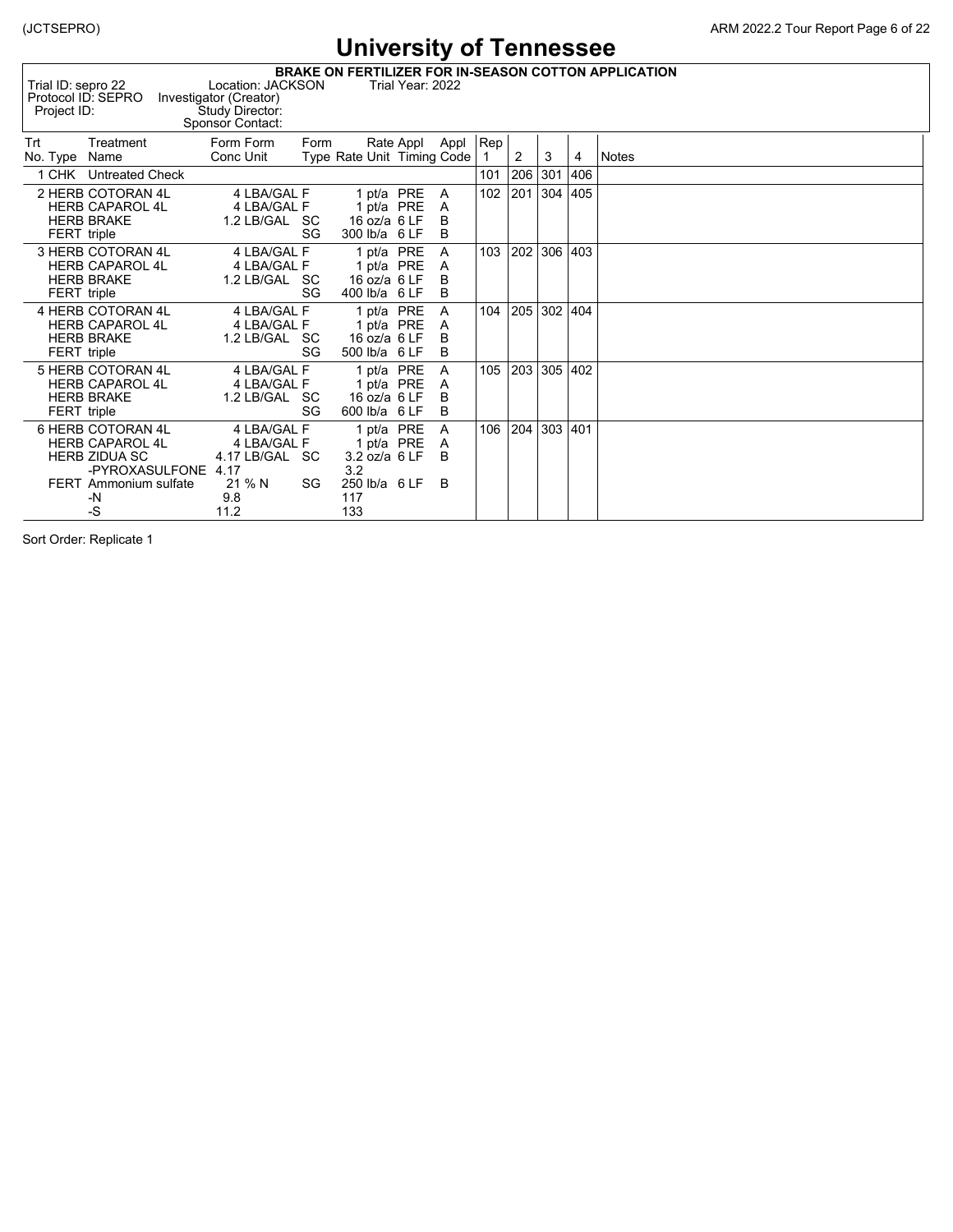# University of Tennessee

**BRAKE ON FERTILIZER FOR IN-SEASON COTTON APPLICATION**

Trial ID: sepro 22 Location: JACKSON Trial Year: 2022
Protocol ID: SEPRO Investigator (Creator)
Project ID: Study Director:
Sponsor Contact:

| Trt No. | Type | Treatment Name | Form Conc | Form Unit | Form Type | Rate | Rate Unit | Appl Timing | Appl Code | Rep 1 | 2 | 3 | 4 | Notes |
|---|---|---|---|---|---|---|---|---|---|---|---|---|---|---|
| 1 | CHK | Untreated Check | | | | | | | | 101 | 206 | 301 | 406 | |
| 2 | HERB | COTORAN 4L | 4 | LBA/GAL | F | 1 | pt/a | PRE | A | 102 | 201 | 304 | 405 | |
| | HERB | CAPAROL 4L | 4 | LBA/GAL | F | 1 | pt/a | PRE | A | | | | | |
| | HERB | BRAKE | 1.2 | LB/GAL | SC | 16 | oz/a | 6 LF | B | | | | | |
| | FERT | triple | | | SG | 300 | lb/a | 6 LF | B | | | | | |
| 3 | HERB | COTORAN 4L | 4 | LBA/GAL | F | 1 | pt/a | PRE | A | 103 | 202 | 306 | 403 | |
| | HERB | CAPAROL 4L | 4 | LBA/GAL | F | 1 | pt/a | PRE | A | | | | | |
| | HERB | BRAKE | 1.2 | LB/GAL | SC | 16 | oz/a | 6 LF | B | | | | | |
| | FERT | triple | | | SG | 400 | lb/a | 6 LF | B | | | | | |
| 4 | HERB | COTORAN 4L | 4 | LBA/GAL | F | 1 | pt/a | PRE | A | 104 | 205 | 302 | 404 | |
| | HERB | CAPAROL 4L | 4 | LBA/GAL | F | 1 | pt/a | PRE | A | | | | | |
| | HERB | BRAKE | 1.2 | LB/GAL | SC | 16 | oz/a | 6 LF | B | | | | | |
| | FERT | triple | | | SG | 500 | lb/a | 6 LF | B | | | | | |
| 5 | HERB | COTORAN 4L | 4 | LBA/GAL | F | 1 | pt/a | PRE | A | 105 | 203 | 305 | 402 | |
| | HERB | CAPAROL 4L | 4 | LBA/GAL | F | 1 | pt/a | PRE | A | | | | | |
| | HERB | BRAKE | 1.2 | LB/GAL | SC | 16 | oz/a | 6 LF | B | | | | | |
| | FERT | triple | | | SG | 600 | lb/a | 6 LF | B | | | | | |
| 6 | HERB | COTORAN 4L | 4 | LBA/GAL | F | 1 | pt/a | PRE | A | 106 | 204 | 303 | 401 | |
| | HERB | CAPAROL 4L | 4 | LBA/GAL | F | 1 | pt/a | PRE | A | | | | | |
| | HERB | ZIDUA SC | 4.17 | LB/GAL | SC | 3.2 | oz/a | 6 LF | B | | | | | |
| | | -PYROXASULFONE | 4.17 | | | 3.2 | | | | | | | | |
| | FERT | Ammonium sulfate | 21 | % N | SG | 250 | lb/a | 6 LF | B | | | | | |
| | | -N | 9.8 | | | 117 | | | | | | | | |
| | | -S | 11.2 | | | 133 | | | | | | | | |

Sort Order: Replicate 1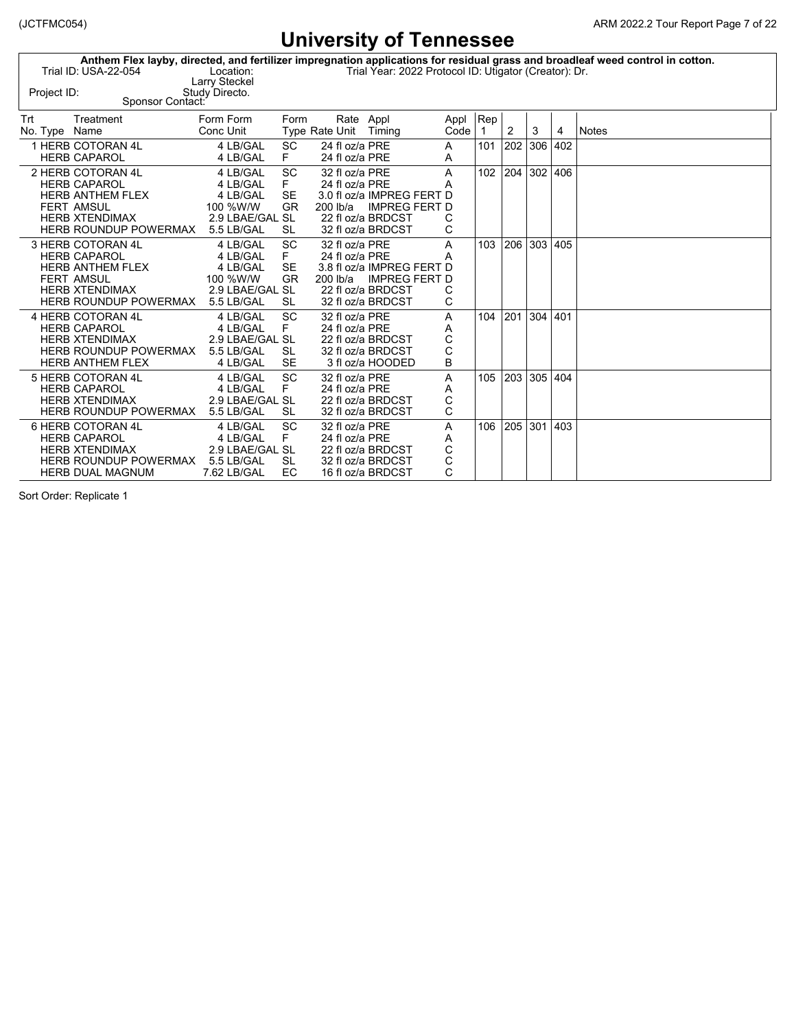# University of Tennessee

**Anthem Flex layby, directed, and fertilizer impregnation applications for residual grass and broadleaf weed control in cotton.**

Trial ID: USA-22-054 Location: Trial Year: 2022 Protocol ID: Utigator (Creator): Dr. Larry Steckel

Project ID: Study Directo.

Sponsor Contact:

| Trt No. | Type | Treatment Name | Form Conc | Form Unit | Form Type | Rate | Rate Unit | Appl Timing | Appl Code | Rep 1 | 2 | 3 | 4 | Notes |
|---|---|---|---|---|---|---|---|---|---|---|---|---|---|---|
| 1 | HERB | COTORAN 4L | 4 | LB/GAL | SC | 24 | fl oz/a | PRE | A | 101 | 202 | 306 | 402 | |
| | HERB | CAPAROL | 4 | LB/GAL | F | 24 | fl oz/a | PRE | A | | | | | |
| 2 | HERB | COTORAN 4L | 4 | LB/GAL | SC | 32 | fl oz/a | PRE | A | 102 | 204 | 302 | 406 | |
| | HERB | CAPAROL | 4 | LB/GAL | F | 24 | fl oz/a | PRE | A | | | | | |
| | HERB | ANTHEM FLEX | 4 | LB/GAL | SE | 3.0 | fl oz/a | IMPREG FERT | D | | | | | |
| | FERT | AMSUL | 100 | %W/W | GR | 200 | lb/a | IMPREG FERT | D | | | | | |
| | HERB | XTENDIMAX | 2.9 | LBAE/GAL | SL | 22 | fl oz/a | BRDCST | C | | | | | |
| | HERB | ROUNDUP POWERMAX | 5.5 | LB/GAL | SL | 32 | fl oz/a | BRDCST | C | | | | | |
| 3 | HERB | COTORAN 4L | 4 | LB/GAL | SC | 32 | fl oz/a | PRE | A | 103 | 206 | 303 | 405 | |
| | HERB | CAPAROL | 4 | LB/GAL | F | 24 | fl oz/a | PRE | A | | | | | |
| | HERB | ANTHEM FLEX | 4 | LB/GAL | SE | 3.8 | fl oz/a | IMPREG FERT | D | | | | | |
| | FERT | AMSUL | 100 | %W/W | GR | 200 | lb/a | IMPREG FERT | D | | | | | |
| | HERB | XTENDIMAX | 2.9 | LBAE/GAL | SL | 22 | fl oz/a | BRDCST | C | | | | | |
| | HERB | ROUNDUP POWERMAX | 5.5 | LB/GAL | SL | 32 | fl oz/a | BRDCST | C | | | | | |
| 4 | HERB | COTORAN 4L | 4 | LB/GAL | SC | 32 | fl oz/a | PRE | A | 104 | 201 | 304 | 401 | |
| | HERB | CAPAROL | 4 | LB/GAL | F | 24 | fl oz/a | PRE | A | | | | | |
| | HERB | XTENDIMAX | 2.9 | LBAE/GAL | SL | 22 | fl oz/a | BRDCST | C | | | | | |
| | HERB | ROUNDUP POWERMAX | 5.5 | LB/GAL | SL | 32 | fl oz/a | BRDCST | C | | | | | |
| | HERB | ANTHEM FLEX | 4 | LB/GAL | SE | 3 | fl oz/a | HOODED | B | | | | | |
| 5 | HERB | COTORAN 4L | 4 | LB/GAL | SC | 32 | fl oz/a | PRE | A | 105 | 203 | 305 | 404 | |
| | HERB | CAPAROL | 4 | LB/GAL | F | 24 | fl oz/a | PRE | A | | | | | |
| | HERB | XTENDIMAX | 2.9 | LBAE/GAL | SL | 22 | fl oz/a | BRDCST | C | | | | | |
| | HERB | ROUNDUP POWERMAX | 5.5 | LB/GAL | SL | 32 | fl oz/a | BRDCST | C | | | | | |
| 6 | HERB | COTORAN 4L | 4 | LB/GAL | SC | 32 | fl oz/a | PRE | A | 106 | 205 | 301 | 403 | |
| | HERB | CAPAROL | 4 | LB/GAL | F | 24 | fl oz/a | PRE | A | | | | | |
| | HERB | XTENDIMAX | 2.9 | LBAE/GAL | SL | 22 | fl oz/a | BRDCST | C | | | | | |
| | HERB | ROUNDUP POWERMAX | 5.5 | LB/GAL | SL | 32 | fl oz/a | BRDCST | C | | | | | |
| | HERB | DUAL MAGNUM | 7.62 | LB/GAL | EC | 16 | fl oz/a | BRDCST | C | | | | | |

Sort Order: Replicate 1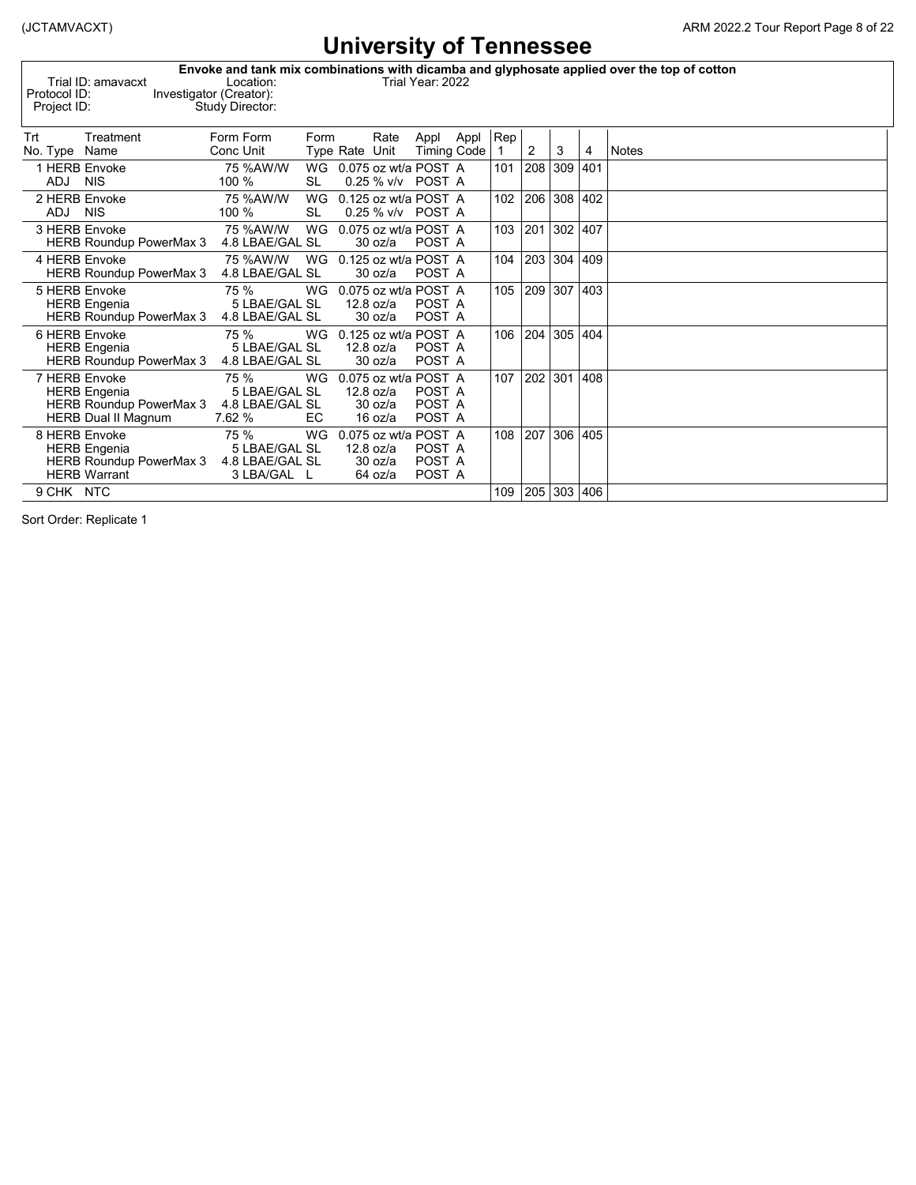# University of Tennessee

**Envoke and tank mix combinations with dicamba and glyphosate applied over the top of cotton**

Trial ID: amavacxt
Protocol ID:
Project ID:

Location:
Investigator (Creator):
Study Director:

Trial Year: 2022

| Trt No. | Type | Treatment Name | Form Conc | Form Unit | Form Type | Rate | Rate Unit | Appl Timing | Appl Code | Rep 1 | 2 | 3 | 4 | Notes |
|---|---|---|---|---|---|---|---|---|---|---|---|---|---|---|
| 1 | HERB | Envoke | 75 | %AW/W | WG | 0.075 | oz wt/a | POST | A | 101 | 208 | 309 | 401 | |
| | ADJ | NIS | 100 | % | SL | 0.25 | % v/v | POST | A | | | | | |
| 2 | HERB | Envoke | 75 | %AW/W | WG | 0.125 | oz wt/a | POST | A | 102 | 206 | 308 | 402 | |
| | ADJ | NIS | 100 | % | SL | 0.25 | % v/v | POST | A | | | | | |
| 3 | HERB | Envoke | 75 | %AW/W | WG | 0.075 | oz wt/a | POST | A | 103 | 201 | 302 | 407 | |
| | HERB | Roundup PowerMax 3 | 4.8 | LBAE/GAL | SL | 30 | oz/a | POST | A | | | | | |
| 4 | HERB | Envoke | 75 | %AW/W | WG | 0.125 | oz wt/a | POST | A | 104 | 203 | 304 | 409 | |
| | HERB | Roundup PowerMax 3 | 4.8 | LBAE/GAL | SL | 30 | oz/a | POST | A | | | | | |
| 5 | HERB | Envoke | 75 | % | WG | 0.075 | oz wt/a | POST | A | 105 | 209 | 307 | 403 | |
| | HERB | Engenia | 5 | LBAE/GAL | SL | 12.8 | oz/a | POST | A | | | | | |
| | HERB | Roundup PowerMax 3 | 4.8 | LBAE/GAL | SL | 30 | oz/a | POST | A | | | | | |
| 6 | HERB | Envoke | 75 | % | WG | 0.125 | oz wt/a | POST | A | 106 | 204 | 305 | 404 | |
| | HERB | Engenia | 5 | LBAE/GAL | SL | 12.8 | oz/a | POST | A | | | | | |
| | HERB | Roundup PowerMax 3 | 4.8 | LBAE/GAL | SL | 30 | oz/a | POST | A | | | | | |
| 7 | HERB | Envoke | 75 | % | WG | 0.075 | oz wt/a | POST | A | 107 | 202 | 301 | 408 | |
| | HERB | Engenia | 5 | LBAE/GAL | SL | 12.8 | oz/a | POST | A | | | | | |
| | HERB | Roundup PowerMax 3 | 4.8 | LBAE/GAL | SL | 30 | oz/a | POST | A | | | | | |
| | HERB | Dual II Magnum | 7.62 | % | EC | 16 | oz/a | POST | A | | | | | |
| 8 | HERB | Envoke | 75 | % | WG | 0.075 | oz wt/a | POST | A | 108 | 207 | 306 | 405 | |
| | HERB | Engenia | 5 | LBAE/GAL | SL | 12.8 | oz/a | POST | A | | | | | |
| | HERB | Roundup PowerMax 3 | 4.8 | LBAE/GAL | SL | 30 | oz/a | POST | A | | | | | |
| | HERB | Warrant | 3 | LBA/GAL | L | 64 | oz/a | POST | A | | | | | |
| 9 | CHK | NTC | | | | | | | | 109 | 205 | 303 | 406 | |

Sort Order: Replicate 1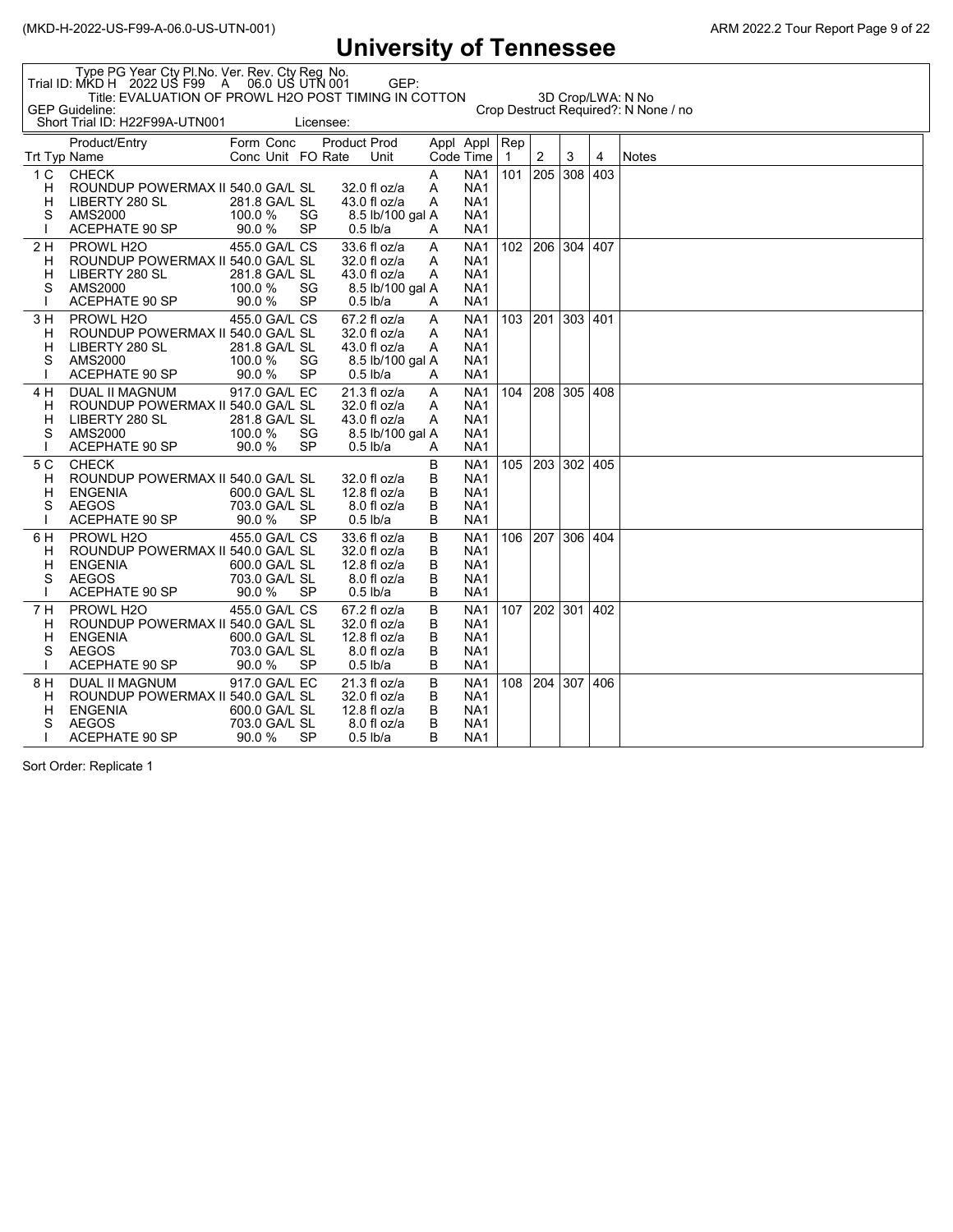# University of Tennessee

Type PG Year Cty Pl.No. Ver. Rev. Cty Reg No.
Trial ID: MKD H 2022 US F99 A 06.0 US UTN 001 GEP:
Title: EVALUATION OF PROWL H2O POST TIMING IN COTTON
3D Crop/LWA: N No
GEP Guideline:
Crop Destruct Required?: N None / no
Short Trial ID: H22F99A-UTN001 Licensee:

| Trt | Typ | Product/Entry Name | Form Conc | Conc Unit | Form Type | Product Rate | Prod Unit | Appl Code | Appl Time | Rep 1 | 2 | 3 | 4 | Notes |
|---|---|---|---|---|---|---|---|---|---|---|---|---|---|---|
| 1 | C | CHECK | | | | | | A | NA1 | 101 | 205 | 308 | 403 | |
| | H | ROUNDUP POWERMAX II | 540.0 | GA/L | SL | 32.0 | fl oz/a | A | NA1 | | | | | |
| | H | LIBERTY 280 SL | 281.8 | GA/L | SL | 43.0 | fl oz/a | A | NA1 | | | | | |
| | S | AMS2000 | 100.0 | % | SG | 8.5 | lb/100 gal | A | NA1 | | | | | |
| | I | ACEPHATE 90 SP | 90.0 | % | SP | 0.5 | lb/a | A | NA1 | | | | | |
| 2 | H | PROWL H2O | 455.0 | GA/L | CS | 33.6 | fl oz/a | A | NA1 | 102 | 206 | 304 | 407 | |
| | H | ROUNDUP POWERMAX II | 540.0 | GA/L | SL | 32.0 | fl oz/a | A | NA1 | | | | | |
| | H | LIBERTY 280 SL | 281.8 | GA/L | SL | 43.0 | fl oz/a | A | NA1 | | | | | |
| | S | AMS2000 | 100.0 | % | SG | 8.5 | lb/100 gal | A | NA1 | | | | | |
| | I | ACEPHATE 90 SP | 90.0 | % | SP | 0.5 | lb/a | A | NA1 | | | | | |
| 3 | H | PROWL H2O | 455.0 | GA/L | CS | 67.2 | fl oz/a | A | NA1 | 103 | 201 | 303 | 401 | |
| | H | ROUNDUP POWERMAX II | 540.0 | GA/L | SL | 32.0 | fl oz/a | A | NA1 | | | | | |
| | H | LIBERTY 280 SL | 281.8 | GA/L | SL | 43.0 | fl oz/a | A | NA1 | | | | | |
| | S | AMS2000 | 100.0 | % | SG | 8.5 | lb/100 gal | A | NA1 | | | | | |
| | I | ACEPHATE 90 SP | 90.0 | % | SP | 0.5 | lb/a | A | NA1 | | | | | |
| 4 | H | DUAL II MAGNUM | 917.0 | GA/L | EC | 21.3 | fl oz/a | A | NA1 | 104 | 208 | 305 | 408 | |
| | H | ROUNDUP POWERMAX II | 540.0 | GA/L | SL | 32.0 | fl oz/a | A | NA1 | | | | | |
| | H | LIBERTY 280 SL | 281.8 | GA/L | SL | 43.0 | fl oz/a | A | NA1 | | | | | |
| | S | AMS2000 | 100.0 | % | SG | 8.5 | lb/100 gal | A | NA1 | | | | | |
| | I | ACEPHATE 90 SP | 90.0 | % | SP | 0.5 | lb/a | A | NA1 | | | | | |
| 5 | C | CHECK | | | | | | B | NA1 | 105 | 203 | 302 | 405 | |
| | H | ROUNDUP POWERMAX II | 540.0 | GA/L | SL | 32.0 | fl oz/a | B | NA1 | | | | | |
| | H | ENGENIA | 600.0 | GA/L | SL | 12.8 | fl oz/a | B | NA1 | | | | | |
| | S | AEGOS | 703.0 | GA/L | SL | 8.0 | fl oz/a | B | NA1 | | | | | |
| | I | ACEPHATE 90 SP | 90.0 | % | SP | 0.5 | lb/a | B | NA1 | | | | | |
| 6 | H | PROWL H2O | 455.0 | GA/L | CS | 33.6 | fl oz/a | B | NA1 | 106 | 207 | 306 | 404 | |
| | H | ROUNDUP POWERMAX II | 540.0 | GA/L | SL | 32.0 | fl oz/a | B | NA1 | | | | | |
| | H | ENGENIA | 600.0 | GA/L | SL | 12.8 | fl oz/a | B | NA1 | | | | | |
| | S | AEGOS | 703.0 | GA/L | SL | 8.0 | fl oz/a | B | NA1 | | | | | |
| | I | ACEPHATE 90 SP | 90.0 | % | SP | 0.5 | lb/a | B | NA1 | | | | | |
| 7 | H | PROWL H2O | 455.0 | GA/L | CS | 67.2 | fl oz/a | B | NA1 | 107 | 202 | 301 | 402 | |
| | H | ROUNDUP POWERMAX II | 540.0 | GA/L | SL | 32.0 | fl oz/a | B | NA1 | | | | | |
| | H | ENGENIA | 600.0 | GA/L | SL | 12.8 | fl oz/a | B | NA1 | | | | | |
| | S | AEGOS | 703.0 | GA/L | SL | 8.0 | fl oz/a | B | NA1 | | | | | |
| | I | ACEPHATE 90 SP | 90.0 | % | SP | 0.5 | lb/a | B | NA1 | | | | | |
| 8 | H | DUAL II MAGNUM | 917.0 | GA/L | EC | 21.3 | fl oz/a | B | NA1 | 108 | 204 | 307 | 406 | |
| | H | ROUNDUP POWERMAX II | 540.0 | GA/L | SL | 32.0 | fl oz/a | B | NA1 | | | | | |
| | H | ENGENIA | 600.0 | GA/L | SL | 12.8 | fl oz/a | B | NA1 | | | | | |
| | S | AEGOS | 703.0 | GA/L | SL | 8.0 | fl oz/a | B | NA1 | | | | | |
| | I | ACEPHATE 90 SP | 90.0 | % | SP | 0.5 | lb/a | B | NA1 | | | | | |

Sort Order: Replicate 1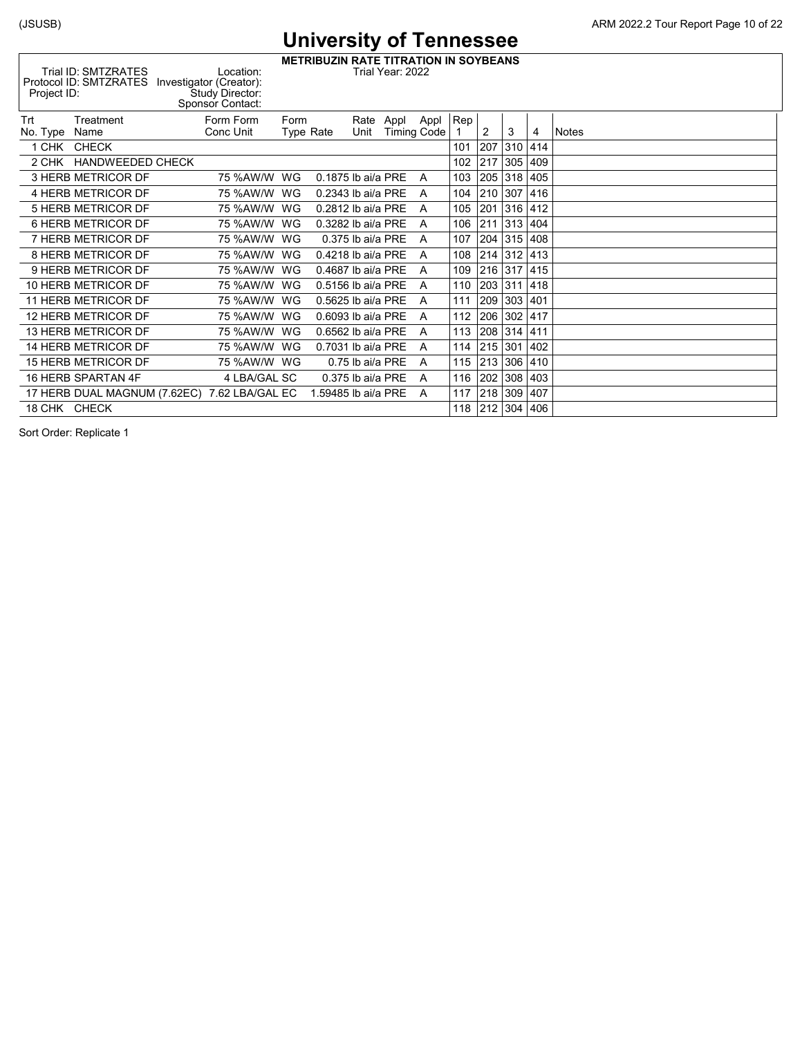# University of Tennessee

**METRIBUZIN RATE TITRATION IN SOYBEANS**

Trial ID: SMTZRATES
Protocol ID: SMTZRATES
Project ID:

Location:
Investigator (Creator):
Study Director:
Sponsor Contact:

Trial Year: 2022

| Trt No. | Type | Treatment Name | Form Conc | Form Unit | Form Type | Rate | Rate Unit | Appl Timing | Appl Code | Rep 1 | 2 | 3 | 4 | Notes |
|---|---|---|---|---|---|---|---|---|---|---|---|---|---|---|
| 1 | CHK | CHECK | | | | | | | | 101 | 207 | 310 | 414 | |
| 2 | CHK | HANDWEEDED CHECK | | | | | | | | 102 | 217 | 305 | 409 | |
| 3 | HERB | METRICOR DF | 75 | %AW/W | WG | 0.1875 | lb ai/a | PRE | A | 103 | 205 | 318 | 405 | |
| 4 | HERB | METRICOR DF | 75 | %AW/W | WG | 0.2343 | lb ai/a | PRE | A | 104 | 210 | 307 | 416 | |
| 5 | HERB | METRICOR DF | 75 | %AW/W | WG | 0.2812 | lb ai/a | PRE | A | 105 | 201 | 316 | 412 | |
| 6 | HERB | METRICOR DF | 75 | %AW/W | WG | 0.3282 | lb ai/a | PRE | A | 106 | 211 | 313 | 404 | |
| 7 | HERB | METRICOR DF | 75 | %AW/W | WG | 0.375 | lb ai/a | PRE | A | 107 | 204 | 315 | 408 | |
| 8 | HERB | METRICOR DF | 75 | %AW/W | WG | 0.4218 | lb ai/a | PRE | A | 108 | 214 | 312 | 413 | |
| 9 | HERB | METRICOR DF | 75 | %AW/W | WG | 0.4687 | lb ai/a | PRE | A | 109 | 216 | 317 | 415 | |
| 10 | HERB | METRICOR DF | 75 | %AW/W | WG | 0.5156 | lb ai/a | PRE | A | 110 | 203 | 311 | 418 | |
| 11 | HERB | METRICOR DF | 75 | %AW/W | WG | 0.5625 | lb ai/a | PRE | A | 111 | 209 | 303 | 401 | |
| 12 | HERB | METRICOR DF | 75 | %AW/W | WG | 0.6093 | lb ai/a | PRE | A | 112 | 206 | 302 | 417 | |
| 13 | HERB | METRICOR DF | 75 | %AW/W | WG | 0.6562 | lb ai/a | PRE | A | 113 | 208 | 314 | 411 | |
| 14 | HERB | METRICOR DF | 75 | %AW/W | WG | 0.7031 | lb ai/a | PRE | A | 114 | 215 | 301 | 402 | |
| 15 | HERB | METRICOR DF | 75 | %AW/W | WG | 0.75 | lb ai/a | PRE | A | 115 | 213 | 306 | 410 | |
| 16 | HERB | SPARTAN 4F | 4 | LBA/GAL | SC | 0.375 | lb ai/a | PRE | A | 116 | 202 | 308 | 403 | |
| 17 | HERB | DUAL MAGNUM (7.62EC) | 7.62 | LBA/GAL | EC | 1.59485 | lb ai/a | PRE | A | 117 | 218 | 309 | 407 | |
| 18 | CHK | CHECK | | | | | | | | 118 | 212 | 304 | 406 | |

Sort Order: Replicate 1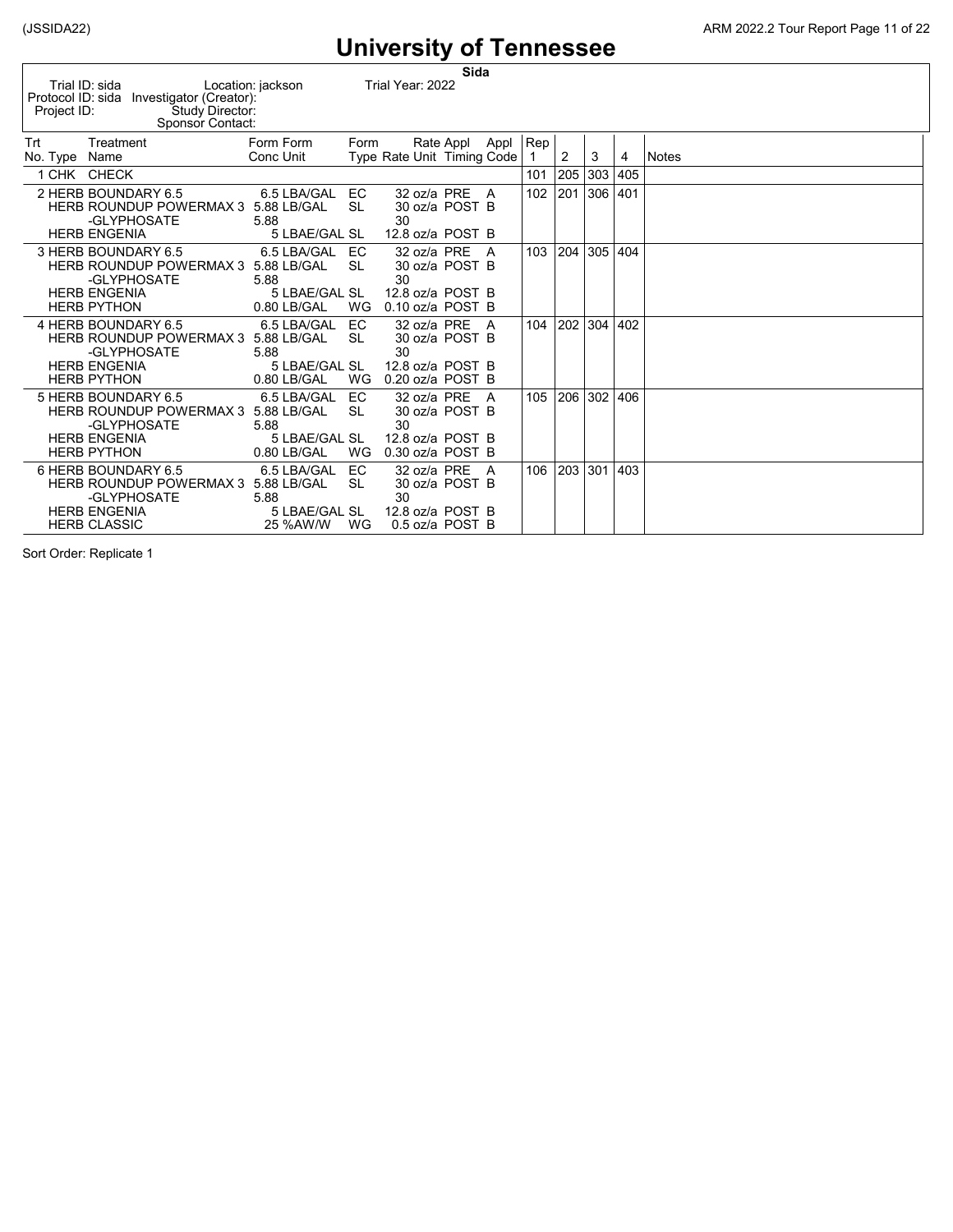# University of Tennessee

**Sida**

Trial ID: sida    Location: jackson    Trial Year: 2022
Protocol ID: sida    Investigator (Creator):
Project ID:    Study Director:
Sponsor Contact:

| Trt No. | Type | Treatment Name | Form Conc | Form Unit | Form Type | Rate | Rate Unit | Appl Timing | Appl Code | Rep 1 | 2 | 3 | 4 | Notes |
|---|---|---|---|---|---|---|---|---|---|---|---|---|---|---|
| 1 | CHK | CHECK | | | | | | | | 101 | 205 | 303 | 405 | |
| 2 | HERB | BOUNDARY 6.5 | 6.5 | LBA/GAL | EC | 32 | oz/a | PRE | A | 102 | 201 | 306 | 401 | |
| | HERB | ROUNDUP POWERMAX 3 | 5.88 | LB/GAL | SL | 30 | oz/a | POST | B | | | | | |
| | | -GLYPHOSATE | 5.88 | | | 30 | | | | | | | | |
| | HERB | ENGENIA | 5 | LBAE/GAL | SL | 12.8 | oz/a | POST | B | | | | | |
| 3 | HERB | BOUNDARY 6.5 | 6.5 | LBA/GAL | EC | 32 | oz/a | PRE | A | 103 | 204 | 305 | 404 | |
| | HERB | ROUNDUP POWERMAX 3 | 5.88 | LB/GAL | SL | 30 | oz/a | POST | B | | | | | |
| | | -GLYPHOSATE | 5.88 | | | 30 | | | | | | | | |
| | HERB | ENGENIA | 5 | LBAE/GAL | SL | 12.8 | oz/a | POST | B | | | | | |
| | HERB | PYTHON | 0.80 | LB/GAL | WG | 0.10 | oz/a | POST | B | | | | | |
| 4 | HERB | BOUNDARY 6.5 | 6.5 | LBA/GAL | EC | 32 | oz/a | PRE | A | 104 | 202 | 304 | 402 | |
| | HERB | ROUNDUP POWERMAX 3 | 5.88 | LB/GAL | SL | 30 | oz/a | POST | B | | | | | |
| | | -GLYPHOSATE | 5.88 | | | 30 | | | | | | | | |
| | HERB | ENGENIA | 5 | LBAE/GAL | SL | 12.8 | oz/a | POST | B | | | | | |
| | HERB | PYTHON | 0.80 | LB/GAL | WG | 0.20 | oz/a | POST | B | | | | | |
| 5 | HERB | BOUNDARY 6.5 | 6.5 | LBA/GAL | EC | 32 | oz/a | PRE | A | 105 | 206 | 302 | 406 | |
| | HERB | ROUNDUP POWERMAX 3 | 5.88 | LB/GAL | SL | 30 | oz/a | POST | B | | | | | |
| | | -GLYPHOSATE | 5.88 | | | 30 | | | | | | | | |
| | HERB | ENGENIA | 5 | LBAE/GAL | SL | 12.8 | oz/a | POST | B | | | | | |
| | HERB | PYTHON | 0.80 | LB/GAL | WG | 0.30 | oz/a | POST | B | | | | | |
| 6 | HERB | BOUNDARY 6.5 | 6.5 | LBA/GAL | EC | 32 | oz/a | PRE | A | 106 | 203 | 301 | 403 | |
| | HERB | ROUNDUP POWERMAX 3 | 5.88 | LB/GAL | SL | 30 | oz/a | POST | B | | | | | |
| | | -GLYPHOSATE | 5.88 | | | 30 | | | | | | | | |
| | HERB | ENGENIA | 5 | LBAE/GAL | SL | 12.8 | oz/a | POST | B | | | | | |
| | HERB | CLASSIC | 25 | %AW/W | WG | 0.5 | oz/a | POST | B | | | | | |

Sort Order: Replicate 1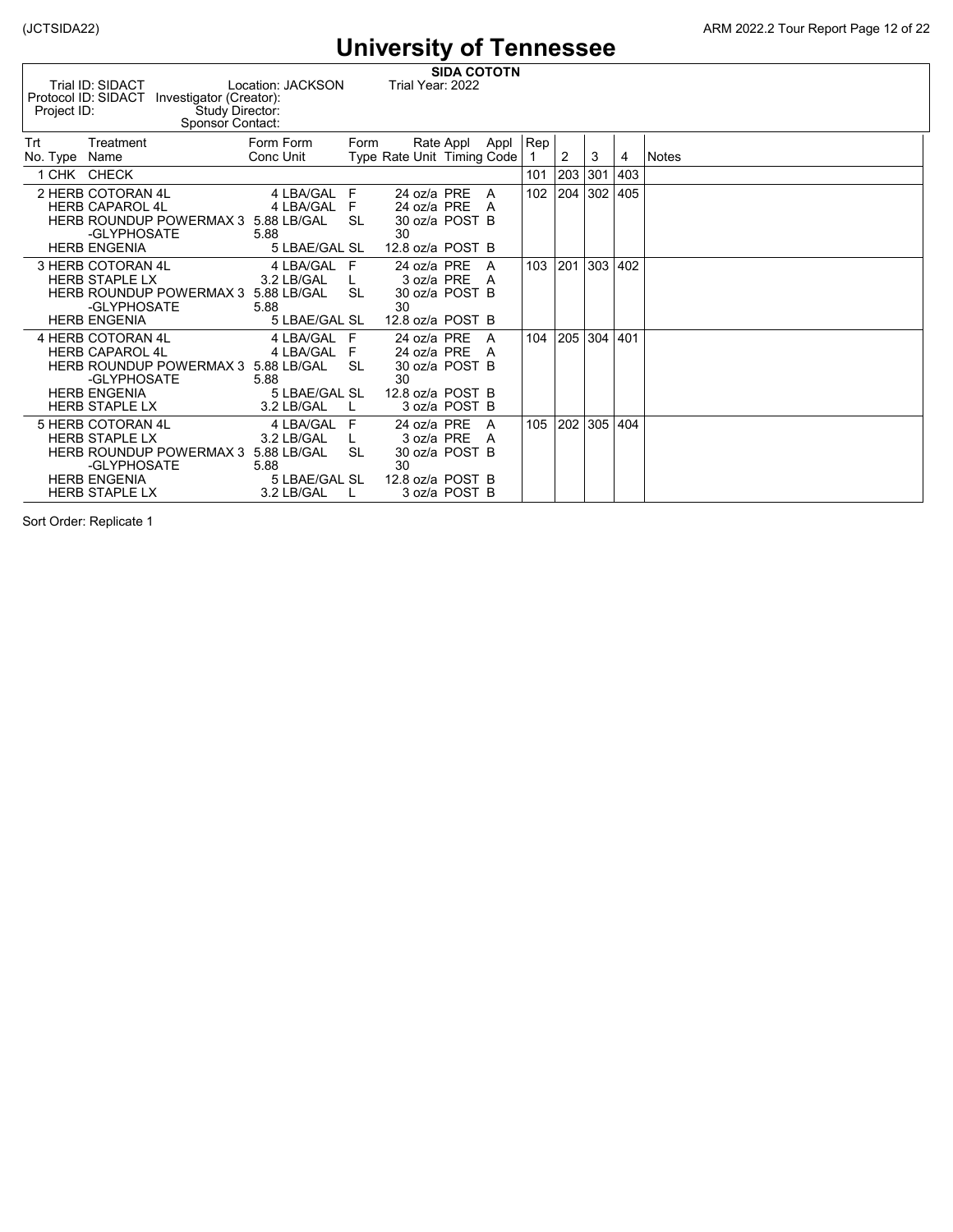# University of Tennessee

**SIDA COTOTN**

Trial ID: SIDACT  Location: JACKSON  Trial Year: 2022
Protocol ID: SIDACT  Investigator (Creator):
Project ID:  Study Director:
Sponsor Contact:

| Trt No. | Type | Treatment Name | Form Conc | Form Unit | Form Type | Rate | Rate Unit | Appl Timing | Appl Code | Rep 1 | 2 | 3 | 4 | Notes |
|---|---|---|---|---|---|---|---|---|---|---|---|---|---|---|
| 1 | CHK | CHECK | | | | | | | | 101 | 203 | 301 | 403 | |
| 2 | HERB | COTORAN 4L | 4 | LBA/GAL | F | 24 | oz/a | PRE | A | 102 | 204 | 302 | 405 | |
| | HERB | CAPAROL 4L | 4 | LBA/GAL | F | 24 | oz/a | PRE | A | | | | | |
| | HERB | ROUNDUP POWERMAX 3 | 5.88 | LB/GAL | SL | 30 | oz/a | POST | B | | | | | |
| | | -GLYPHOSATE | 5.88 | | | 30 | | | | | | | | |
| | HERB | ENGENIA | 5 | LBAE/GAL | SL | 12.8 | oz/a | POST | B | | | | | |
| 3 | HERB | COTORAN 4L | 4 | LBA/GAL | F | 24 | oz/a | PRE | A | 103 | 201 | 303 | 402 | |
| | HERB | STAPLE LX | 3.2 | LB/GAL | L | 3 | oz/a | PRE | A | | | | | |
| | HERB | ROUNDUP POWERMAX 3 | 5.88 | LB/GAL | SL | 30 | oz/a | POST | B | | | | | |
| | | -GLYPHOSATE | 5.88 | | | 30 | | | | | | | | |
| | HERB | ENGENIA | 5 | LBAE/GAL | SL | 12.8 | oz/a | POST | B | | | | | |
| 4 | HERB | COTORAN 4L | 4 | LBA/GAL | F | 24 | oz/a | PRE | A | 104 | 205 | 304 | 401 | |
| | HERB | CAPAROL 4L | 4 | LBA/GAL | F | 24 | oz/a | PRE | A | | | | | |
| | HERB | ROUNDUP POWERMAX 3 | 5.88 | LB/GAL | SL | 30 | oz/a | POST | B | | | | | |
| | | -GLYPHOSATE | 5.88 | | | 30 | | | | | | | | |
| | HERB | ENGENIA | 5 | LBAE/GAL | SL | 12.8 | oz/a | POST | B | | | | | |
| | HERB | STAPLE LX | 3.2 | LB/GAL | L | 3 | oz/a | POST | B | | | | | |
| 5 | HERB | COTORAN 4L | 4 | LBA/GAL | F | 24 | oz/a | PRE | A | 105 | 202 | 305 | 404 | |
| | HERB | STAPLE LX | 3.2 | LB/GAL | L | 3 | oz/a | PRE | A | | | | | |
| | HERB | ROUNDUP POWERMAX 3 | 5.88 | LB/GAL | SL | 30 | oz/a | POST | B | | | | | |
| | | -GLYPHOSATE | 5.88 | | | 30 | | | | | | | | |
| | HERB | ENGENIA | 5 | LBAE/GAL | SL | 12.8 | oz/a | POST | B | | | | | |
| | HERB | STAPLE LX | 3.2 | LB/GAL | L | 3 | oz/a | POST | B | | | | | |

Sort Order: Replicate 1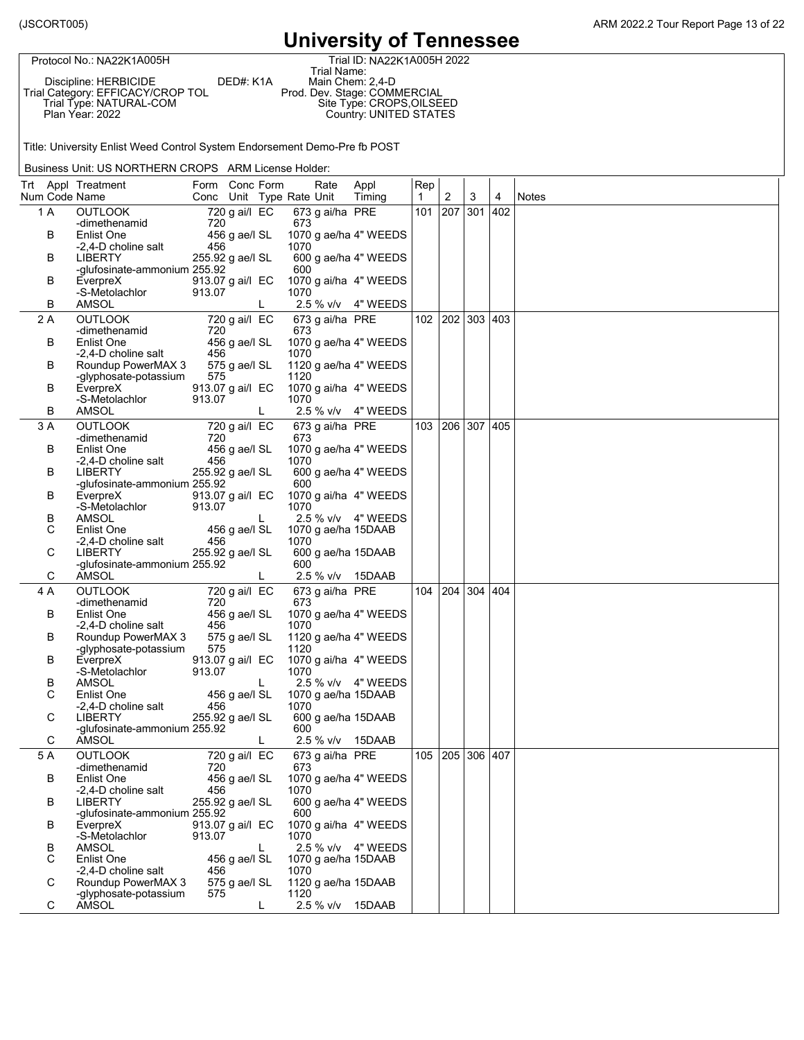# University of Tennessee

Protocol No.: NA22K1A005H
Discipline: HERBICIDE DED#: K1A
Trial Category: EFFICACY/CROP TOL
Trial Type: NATURAL-COM
Plan Year: 2022

Trial ID: NA22K1A005H 2022
Trial Name:
Main Chem: 2,4-D
Prod. Dev. Stage: COMMERCIAL
Site Type: CROPS,OILSEED
Country: UNITED STATES

Title: University Enlist Weed Control System Endorsement Demo-Pre fb POST

Business Unit: US NORTHERN CROPS ARM License Holder:

| Trt Num | Appl Code | Treatment Name | Form Conc | Conc Unit | Form Type | Rate | Rate Unit | Appl Timing | Rep 1 | 2 | 3 | 4 | Notes |
|---|---|---|---|---|---|---|---|---|---|---|---|---|---|
| 1 | A | OUTLOOK | 720 | g ai/l | EC | 673 | g ai/ha | PRE | 101 | 207 | 301 | 402 | |
| | | -dimethenamid | 720 | | | 673 | | | | | | | |
| | B | Enlist One | 456 | g ae/l | SL | 1070 | g ae/ha | 4" WEEDS | | | | | |
| | | -2,4-D choline salt | 456 | | | 1070 | | | | | | | |
| | B | LIBERTY | 255.92 | g ae/l | SL | 600 | g ae/ha | 4" WEEDS | | | | | |
| | | -glufosinate-ammonium | 255.92 | | | 600 | | | | | | | |
| | B | EverpreX | 913.07 | g ai/l | EC | 1070 | g ai/ha | 4" WEEDS | | | | | |
| | | -S-Metolachlor | 913.07 | | | 1070 | | | | | | | |
| | B | AMSOL | | | L | 2.5 | % v/v | 4" WEEDS | | | | | |
| 2 | A | OUTLOOK | 720 | g ai/l | EC | 673 | g ai/ha | PRE | 102 | 202 | 303 | 403 | |
| | | -dimethenamid | 720 | | | 673 | | | | | | | |
| | B | Enlist One | 456 | g ae/l | SL | 1070 | g ae/ha | 4" WEEDS | | | | | |
| | | -2,4-D choline salt | 456 | | | 1070 | | | | | | | |
| | B | Roundup PowerMAX 3 | 575 | g ae/l | SL | 1120 | g ae/ha | 4" WEEDS | | | | | |
| | | -glyphosate-potassium | 575 | | | 1120 | | | | | | | |
| | B | EverpreX | 913.07 | g ai/l | EC | 1070 | g ai/ha | 4" WEEDS | | | | | |
| | | -S-Metolachlor | 913.07 | | | 1070 | | | | | | | |
| | B | AMSOL | | | L | 2.5 | % v/v | 4" WEEDS | | | | | |
| 3 | A | OUTLOOK | 720 | g ai/l | EC | 673 | g ai/ha | PRE | 103 | 206 | 307 | 405 | |
| | | -dimethenamid | 720 | | | 673 | | | | | | | |
| | B | Enlist One | 456 | g ae/l | SL | 1070 | g ae/ha | 4" WEEDS | | | | | |
| | | -2,4-D choline salt | 456 | | | 1070 | | | | | | | |
| | B | LIBERTY | 255.92 | g ae/l | SL | 600 | g ae/ha | 4" WEEDS | | | | | |
| | | -glufosinate-ammonium | 255.92 | | | 600 | | | | | | | |
| | B | EverpreX | 913.07 | g ai/l | EC | 1070 | g ai/ha | 4" WEEDS | | | | | |
| | | -S-Metolachlor | 913.07 | | | 1070 | | | | | | | |
| | B | AMSOL | | | L | 2.5 | % v/v | 4" WEEDS | | | | | |
| | C | Enlist One | 456 | g ae/l | SL | 1070 | g ae/ha | 15DAAB | | | | | |
| | | -2,4-D choline salt | 456 | | | 1070 | | | | | | | |
| | C | LIBERTY | 255.92 | g ae/l | SL | 600 | g ae/ha | 15DAAB | | | | | |
| | | -glufosinate-ammonium | 255.92 | | | 600 | | | | | | | |
| | C | AMSOL | | | L | 2.5 | % v/v | 15DAAB | | | | | |
| 4 | A | OUTLOOK | 720 | g ai/l | EC | 673 | g ai/ha | PRE | 104 | 204 | 304 | 404 | |
| | | -dimethenamid | 720 | | | 673 | | | | | | | |
| | B | Enlist One | 456 | g ae/l | SL | 1070 | g ae/ha | 4" WEEDS | | | | | |
| | | -2,4-D choline salt | 456 | | | 1070 | | | | | | | |
| | B | Roundup PowerMAX 3 | 575 | g ae/l | SL | 1120 | g ae/ha | 4" WEEDS | | | | | |
| | | -glyphosate-potassium | 575 | | | 1120 | | | | | | | |
| | B | EverpreX | 913.07 | g ai/l | EC | 1070 | g ai/ha | 4" WEEDS | | | | | |
| | | -S-Metolachlor | 913.07 | | | 1070 | | | | | | | |
| | B | AMSOL | | | L | 2.5 | % v/v | 4" WEEDS | | | | | |
| | C | Enlist One | 456 | g ae/l | SL | 1070 | g ae/ha | 15DAAB | | | | | |
| | | -2,4-D choline salt | 456 | | | 1070 | | | | | | | |
| | C | LIBERTY | 255.92 | g ae/l | SL | 600 | g ae/ha | 15DAAB | | | | | |
| | | -glufosinate-ammonium | 255.92 | | | 600 | | | | | | | |
| | C | AMSOL | | | L | 2.5 | % v/v | 15DAAB | | | | | |
| 5 | A | OUTLOOK | 720 | g ai/l | EC | 673 | g ai/ha | PRE | 105 | 205 | 306 | 407 | |
| | | -dimethenamid | 720 | | | 673 | | | | | | | |
| | B | Enlist One | 456 | g ae/l | SL | 1070 | g ae/ha | 4" WEEDS | | | | | |
| | | -2,4-D choline salt | 456 | | | 1070 | | | | | | | |
| | B | LIBERTY | 255.92 | g ae/l | SL | 600 | g ae/ha | 4" WEEDS | | | | | |
| | | -glufosinate-ammonium | 255.92 | | | 600 | | | | | | | |
| | B | EverpreX | 913.07 | g ai/l | EC | 1070 | g ai/ha | 4" WEEDS | | | | | |
| | | -S-Metolachlor | 913.07 | | | 1070 | | | | | | | |
| | B | AMSOL | | | L | 2.5 | % v/v | 4" WEEDS | | | | | |
| | C | Enlist One | 456 | g ae/l | SL | 1070 | g ae/ha | 15DAAB | | | | | |
| | | -2,4-D choline salt | 456 | | | 1070 | | | | | | | |
| | C | Roundup PowerMAX 3 | 575 | g ae/l | SL | 1120 | g ae/ha | 15DAAB | | | | | |
| | | -glyphosate-potassium | 575 | | | 1120 | | | | | | | |
| | C | AMSOL | | | L | 2.5 | % v/v | 15DAAB | | | | | |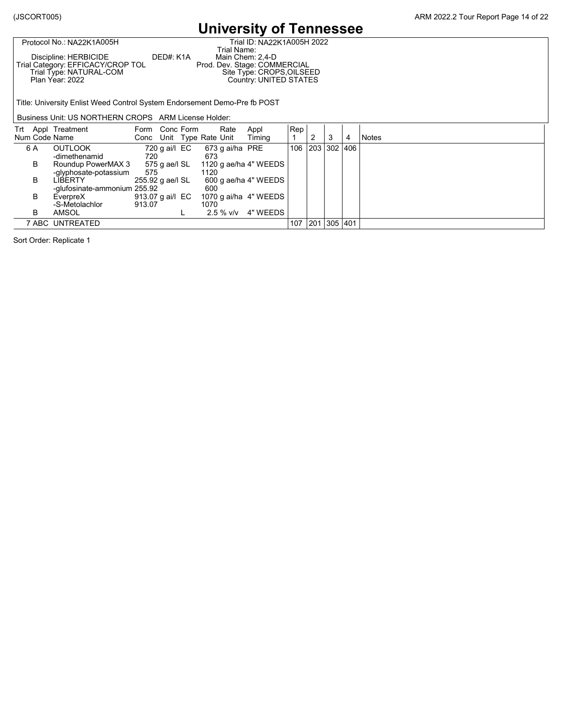# University of Tennessee

| | |
|---|---|
| Protocol No.: NA22K1A005H | Trial ID: NA22K1A005H 2022 |
| | Trial Name: |
| Discipline: HERBICIDE DED#: K1A | Main Chem: 2,4-D |
| Trial Category: EFFICACY/CROP TOL | Prod. Dev. Stage: COMMERCIAL |
| Trial Type: NATURAL-COM | Site Type: CROPS,OILSEED |
| Plan Year: 2022 | Country: UNITED STATES |

Title: University Enlist Weed Control System Endorsement Demo-Pre fb POST

Business Unit: US NORTHERN CROPS ARM License Holder:

| Trt Num | Appl Code | Treatment Name | Form Conc | Conc Unit | Form Type | Rate | Rate Unit | Appl Timing | Rep 1 | 2 | 3 | 4 | Notes |
|---|---|---|---|---|---|---|---|---|---|---|---|---|---|
| 6 | A | OUTLOOK | 720 | g ai/l | EC | 673 | g ai/ha | PRE | 106 | 203 | 302 | 406 | |
| | | -dimethenamid | 720 | | | 673 | | | | | | | |
| | B | Roundup PowerMAX 3 | 575 | g ae/l | SL | 1120 | g ae/ha | 4" WEEDS | | | | | |
| | | -glyphosate-potassium | 575 | | | 1120 | | | | | | | |
| | B | LIBERTY | 255.92 | g ae/l | SL | 600 | g ae/ha | 4" WEEDS | | | | | |
| | | -glufosinate-ammonium | 255.92 | | | 600 | | | | | | | |
| | B | EverpreX | 913.07 | g ai/l | EC | 1070 | g ai/ha | 4" WEEDS | | | | | |
| | | -S-Metolachlor | 913.07 | | | 1070 | | | | | | | |
| | B | AMSOL | | | L | 2.5 | % v/v | 4" WEEDS | | | | | |
| 7 | ABC | UNTREATED | | | | | | | 107 | 201 | 305 | 401 | |

Sort Order: Replicate 1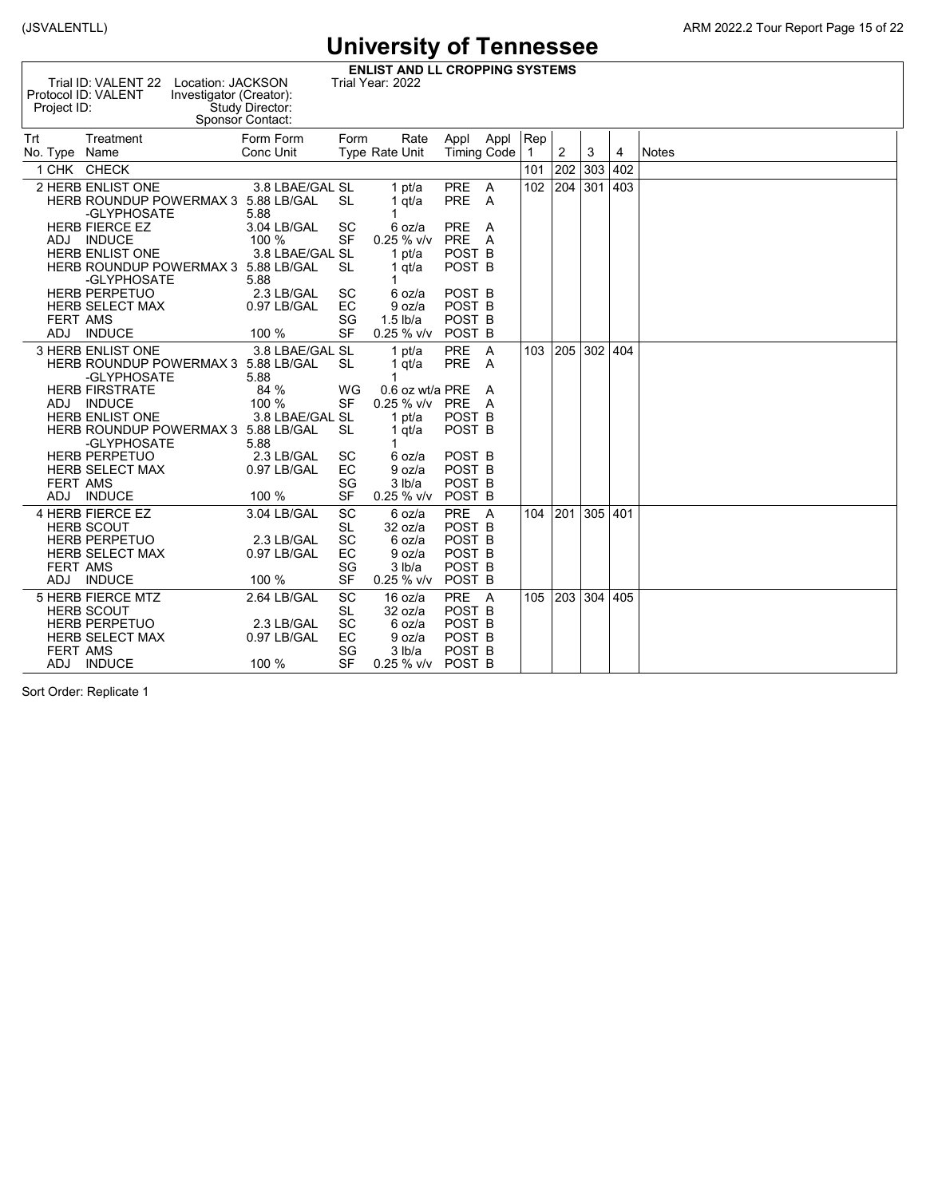# University of Tennessee

**ENLIST AND LL CROPPING SYSTEMS**

Trial ID: VALENT 22 Location: JACKSON Trial Year: 2022
Protocol ID: VALENT Investigator (Creator):
Project ID: Study Director:
Sponsor Contact:

| Trt No. | Type | Treatment Name | Form Conc | Form Unit | Form Type | Rate | Rate Unit | Appl Timing | Appl Code | Rep 1 | 2 | 3 | 4 | Notes |
|---|---|---|---|---|---|---|---|---|---|---|---|---|---|---|
| 1 | CHK | CHECK | | | | | | | | 101 | 202 | 303 | 402 | |
| 2 | HERB | ENLIST ONE | 3.8 | LBAE/GAL | SL | 1 | pt/a | PRE | A | 102 | 204 | 301 | 403 | |
| | HERB | ROUNDUP POWERMAX 3 -GLYPHOSATE | 5.88 5.88 | LB/GAL | SL | 1 1 | qt/a | PRE | A | | | | | |
| | HERB | FIERCE EZ | 3.04 | LB/GAL | SC | 6 | oz/a | PRE | A | | | | | |
| | ADJ | INDUCE | 100 | % | SF | 0.25 | % v/v | PRE | A | | | | | |
| | HERB | ENLIST ONE | 3.8 | LBAE/GAL | SL | 1 | pt/a | POST | B | | | | | |
| | HERB | ROUNDUP POWERMAX 3 -GLYPHOSATE | 5.88 5.88 | LB/GAL | SL | 1 1 | qt/a | POST | B | | | | | |
| | HERB | PERPETUO | 2.3 | LB/GAL | SC | 6 | oz/a | POST | B | | | | | |
| | HERB | SELECT MAX | 0.97 | LB/GAL | EC | 9 | oz/a | POST | B | | | | | |
| | FERT | AMS | | | SG | 1.5 | lb/a | POST | B | | | | | |
| | ADJ | INDUCE | 100 | % | SF | 0.25 | % v/v | POST | B | | | | | |
| 3 | HERB | ENLIST ONE | 3.8 | LBAE/GAL | SL | 1 | pt/a | PRE | A | 103 | 205 | 302 | 404 | |
| | HERB | ROUNDUP POWERMAX 3 -GLYPHOSATE | 5.88 5.88 | LB/GAL | SL | 1 1 | qt/a | PRE | A | | | | | |
| | HERB | FIRSTRATE | 84 | % | WG | 0.6 | oz wt/a | PRE | A | | | | | |
| | ADJ | INDUCE | 100 | % | SF | 0.25 | % v/v | PRE | A | | | | | |
| | HERB | ENLIST ONE | 3.8 | LBAE/GAL | SL | 1 | pt/a | POST | B | | | | | |
| | HERB | ROUNDUP POWERMAX 3 -GLYPHOSATE | 5.88 5.88 | LB/GAL | SL | 1 1 | qt/a | POST | B | | | | | |
| | HERB | PERPETUO | 2.3 | LB/GAL | SC | 6 | oz/a | POST | B | | | | | |
| | HERB | SELECT MAX | 0.97 | LB/GAL | EC | 9 | oz/a | POST | B | | | | | |
| | FERT | AMS | | | SG | 3 | lb/a | POST | B | | | | | |
| | ADJ | INDUCE | 100 | % | SF | 0.25 | % v/v | POST | B | | | | | |
| 4 | HERB | FIERCE EZ | 3.04 | LB/GAL | SC | 6 | oz/a | PRE | A | 104 | 201 | 305 | 401 | |
| | HERB | SCOUT | | | SL | 32 | oz/a | POST | B | | | | | |
| | HERB | PERPETUO | 2.3 | LB/GAL | SC | 6 | oz/a | POST | B | | | | | |
| | HERB | SELECT MAX | 0.97 | LB/GAL | EC | 9 | oz/a | POST | B | | | | | |
| | FERT | AMS | | | SG | 3 | lb/a | POST | B | | | | | |
| | ADJ | INDUCE | 100 | % | SF | 0.25 | % v/v | POST | B | | | | | |
| 5 | HERB | FIERCE MTZ | 2.64 | LB/GAL | SC | 16 | oz/a | PRE | A | 105 | 203 | 304 | 405 | |
| | HERB | SCOUT | | | SL | 32 | oz/a | POST | B | | | | | |
| | HERB | PERPETUO | 2.3 | LB/GAL | SC | 6 | oz/a | POST | B | | | | | |
| | HERB | SELECT MAX | 0.97 | LB/GAL | EC | 9 | oz/a | POST | B | | | | | |
| | FERT | AMS | | | SG | 3 | lb/a | POST | B | | | | | |
| | ADJ | INDUCE | 100 | % | SF | 0.25 | % v/v | POST | B | | | | | |

Sort Order: Replicate 1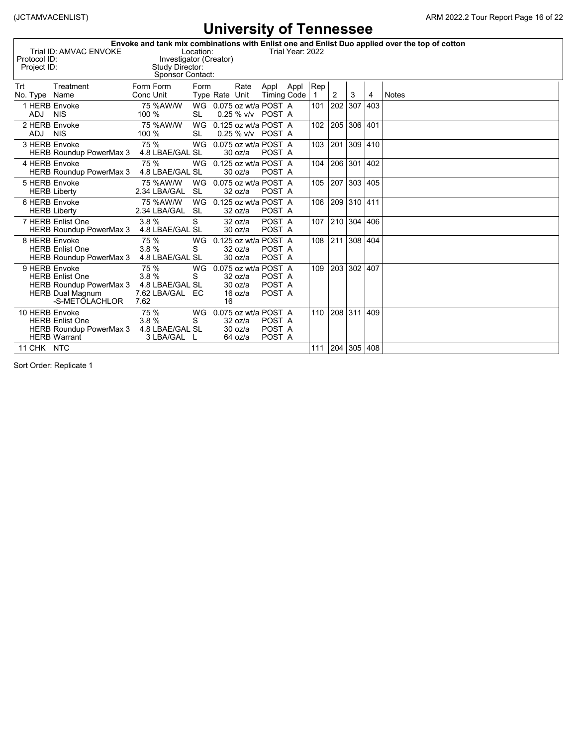# University of Tennessee

**Envoke and tank mix combinations with Enlist one and Enlist Duo applied over the top of cotton**

Trial ID: AMVAC ENVOKE
Protocol ID:
Project ID:

Location:
Investigator (Creator)
Study Director:
Sponsor Contact:

Trial Year: 2022

| Trt No. | Type | Treatment Name | Form Conc | Form Unit | Form Type | Rate | Rate Unit | Appl Timing | Appl Code | Rep 1 | 2 | 3 | 4 | Notes |
|---|---|---|---|---|---|---|---|---|---|---|---|---|---|---|
| 1 | HERB | Envoke | 75 | %AW/W | WG | 0.075 | oz wt/a | POST | A | 101 | 202 | 307 | 403 | |
| | ADJ | NIS | 100 | % | SL | 0.25 | % v/v | POST | A | | | | | |
| 2 | HERB | Envoke | 75 | %AW/W | WG | 0.125 | oz wt/a | POST | A | 102 | 205 | 306 | 401 | |
| | ADJ | NIS | 100 | % | SL | 0.25 | % v/v | POST | A | | | | | |
| 3 | HERB | Envoke | 75 | % | WG | 0.075 | oz wt/a | POST | A | 103 | 201 | 309 | 410 | |
| | HERB | Roundup PowerMax 3 | 4.8 | LBAE/GAL | SL | 30 | oz/a | POST | A | | | | | |
| 4 | HERB | Envoke | 75 | % | WG | 0.125 | oz wt/a | POST | A | 104 | 206 | 301 | 402 | |
| | HERB | Roundup PowerMax 3 | 4.8 | LBAE/GAL | SL | 30 | oz/a | POST | A | | | | | |
| 5 | HERB | Envoke | 75 | %AW/W | WG | 0.075 | oz wt/a | POST | A | 105 | 207 | 303 | 405 | |
| | HERB | Liberty | 2.34 | LBA/GAL | SL | 32 | oz/a | POST | A | | | | | |
| 6 | HERB | Envoke | 75 | %AW/W | WG | 0.125 | oz wt/a | POST | A | 106 | 209 | 310 | 411 | |
| | HERB | Liberty | 2.34 | LBA/GAL | SL | 32 | oz/a | POST | A | | | | | |
| 7 | HERB | Enlist One | 3.8 | % | S | 32 | oz/a | POST | A | 107 | 210 | 304 | 406 | |
| | HERB | Roundup PowerMax 3 | 4.8 | LBAE/GAL | SL | 30 | oz/a | POST | A | | | | | |
| 8 | HERB | Envoke | 75 | % | WG | 0.125 | oz wt/a | POST | A | 108 | 211 | 308 | 404 | |
| | HERB | Enlist One | 3.8 | % | S | 32 | oz/a | POST | A | | | | | |
| | HERB | Roundup PowerMax 3 | 4.8 | LBAE/GAL | SL | 30 | oz/a | POST | A | | | | | |
| 9 | HERB | Envoke | 75 | % | WG | 0.075 | oz wt/a | POST | A | 109 | 203 | 302 | 407 | |
| | HERB | Enlist One | 3.8 | % | S | 32 | oz/a | POST | A | | | | | |
| | HERB | Roundup PowerMax 3 | 4.8 | LBAE/GAL | SL | 30 | oz/a | POST | A | | | | | |
| | HERB | Dual Magnum -S-METOLACHLOR | 7.62 7.62 | LBA/GAL | EC | 16 16 | oz/a | POST | A | | | | | |
| 10 | HERB | Envoke | 75 | % | WG | 0.075 | oz wt/a | POST | A | 110 | 208 | 311 | 409 | |
| | HERB | Enlist One | 3.8 | % | S | 32 | oz/a | POST | A | | | | | |
| | HERB | Roundup PowerMax 3 | 4.8 | LBAE/GAL | SL | 30 | oz/a | POST | A | | | | | |
| | HERB | Warrant | 3 | LBA/GAL | L | 64 | oz/a | POST | A | | | | | |
| 11 | CHK | NTC | | | | | | | | 111 | 204 | 305 | 408 | |

Sort Order: Replicate 1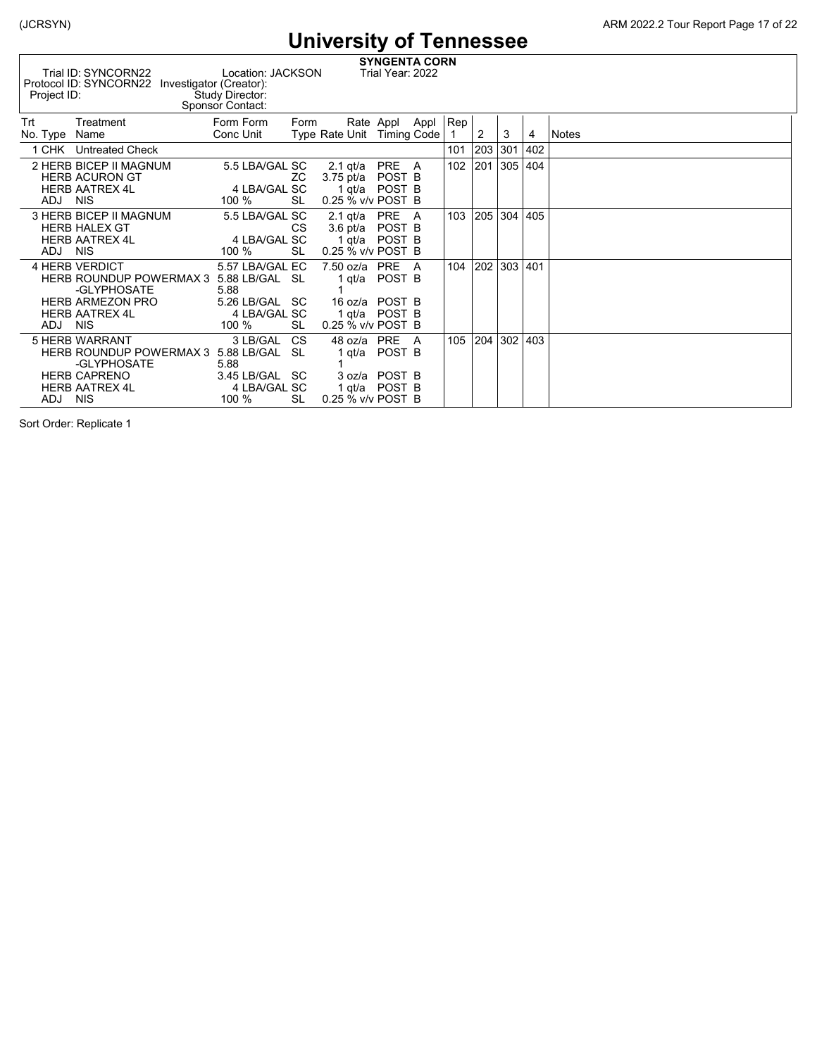# University of Tennessee

**SYNGENTA CORN**

Trial ID: SYNCORN22 Location: JACKSON Trial Year: 2022
Protocol ID: SYNCORN22 Investigator (Creator):
Project ID: Study Director:
Sponsor Contact:

| Trt No. | Type | Treatment Name | Form Conc | Form Unit | Form Type | Rate | Rate Unit | Appl Timing | Appl Code | Rep 1 | 2 | 3 | 4 | Notes |
|---|---|---|---|---|---|---|---|---|---|---|---|---|---|---|
| 1 | CHK | Untreated Check | | | | | | | | 101 | 203 | 301 | 402 | |
| 2 | HERB | BICEP II MAGNUM | 5.5 | LBA/GAL | SC | 2.1 | qt/a | PRE | A | 102 | 201 | 305 | 404 | |
| | HERB | ACURON GT | | | ZC | 3.75 | pt/a | POST | B | | | | | |
| | HERB | AATREX 4L | 4 | LBA/GAL | SC | 1 | qt/a | POST | B | | | | | |
| | ADJ | NIS | 100 | % | SL | 0.25 | % v/v | POST | B | | | | | |
| 3 | HERB | BICEP II MAGNUM | 5.5 | LBA/GAL | SC | 2.1 | qt/a | PRE | A | 103 | 205 | 304 | 405 | |
| | HERB | HALEX GT | | | CS | 3.6 | pt/a | POST | B | | | | | |
| | HERB | AATREX 4L | 4 | LBA/GAL | SC | 1 | qt/a | POST | B | | | | | |
| | ADJ | NIS | 100 | % | SL | 0.25 | % v/v | POST | B | | | | | |
| 4 | HERB | VERDICT | 5.57 | LBA/GAL | EC | 7.50 | oz/a | PRE | A | 104 | 202 | 303 | 401 | |
| | HERB | ROUNDUP POWERMAX 3 -GLYPHOSATE | 5.88 5.88 | LB/GAL | SL | 1 1 | qt/a | POST | B | | | | | |
| | HERB | ARMEZON PRO | 5.26 | LB/GAL | SC | 16 | oz/a | POST | B | | | | | |
| | HERB | AATREX 4L | 4 | LBA/GAL | SC | 1 | qt/a | POST | B | | | | | |
| | ADJ | NIS | 100 | % | SL | 0.25 | % v/v | POST | B | | | | | |
| 5 | HERB | WARRANT | 3 | LB/GAL | CS | 48 | oz/a | PRE | A | 105 | 204 | 302 | 403 | |
| | HERB | ROUNDUP POWERMAX 3 -GLYPHOSATE | 5.88 5.88 | LB/GAL | SL | 1 1 | qt/a | POST | B | | | | | |
| | HERB | CAPRENO | 3.45 | LB/GAL | SC | 3 | oz/a | POST | B | | | | | |
| | HERB | AATREX 4L | 4 | LBA/GAL | SC | 1 | qt/a | POST | B | | | | | |
| | ADJ | NIS | 100 | % | SL | 0.25 | % v/v | POST | B | | | | | |

Sort Order: Replicate 1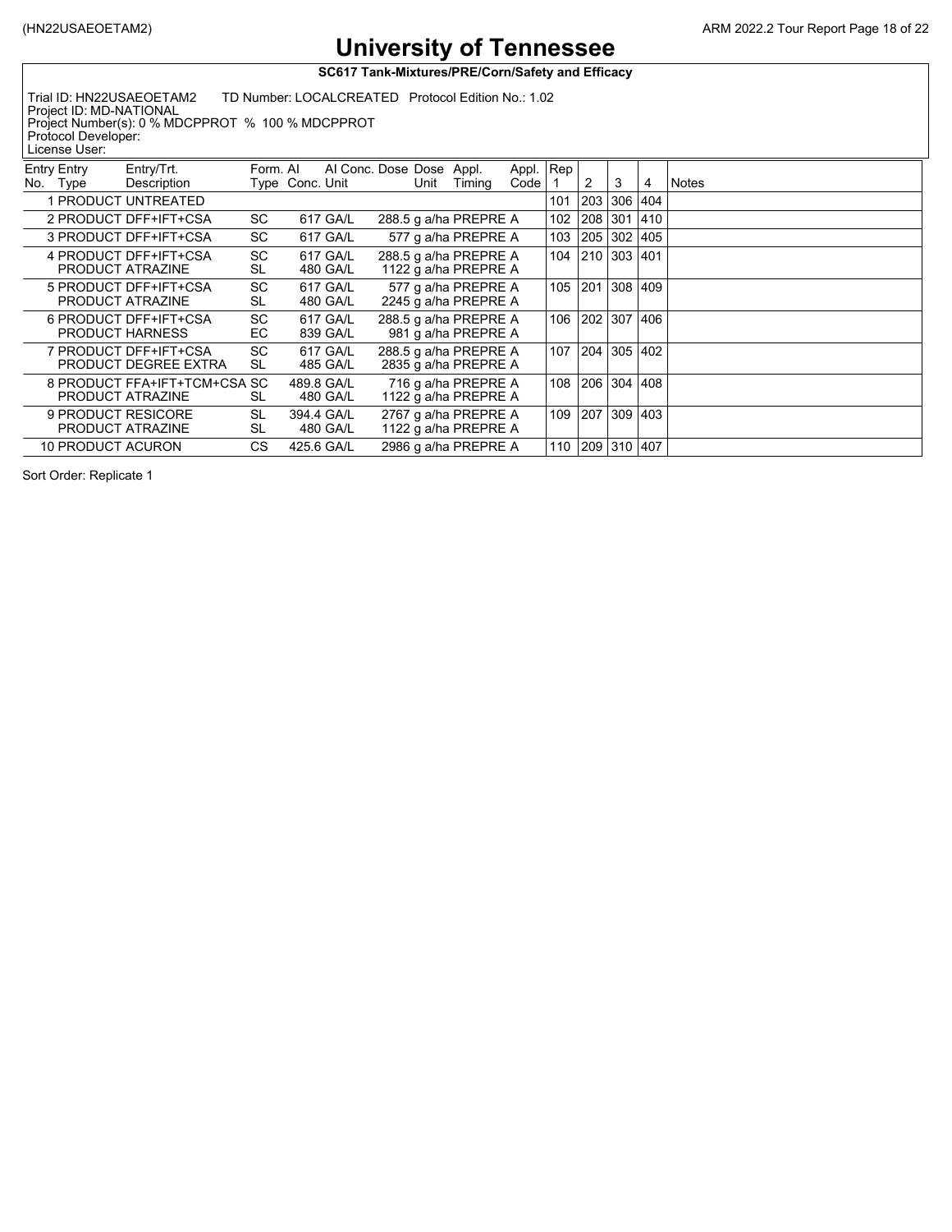# University of Tennessee

**SC617 Tank-Mixtures/PRE/Corn/Safety and Efficacy**

Trial ID: HN22USAEOETAM2 TD Number: LOCALCREATED Protocol Edition No.: 1.02
Project ID: MD-NATIONAL
Project Number(s): 0 % MDCPPROT % 100 % MDCPPROT
Protocol Developer:
License User:

| Entry No. | Entry Type | Entry/Trt. Description | Form. Type | AI Conc. | AI Conc. Unit | Dose | Dose Unit | Appl. Timing | Appl. Code | Rep 1 | 2 | 3 | 4 | Notes |
|---|---|---|---|---|---|---|---|---|---|---|---|---|---|---|
| 1 | PRODUCT | UNTREATED | | | | | | | | 101 | 203 | 306 | 404 | |
| 2 | PRODUCT | DFF+IFT+CSA | SC | 617 | GA/L | 288.5 | g a/ha | PREPRE | A | 102 | 208 | 301 | 410 | |
| 3 | PRODUCT | DFF+IFT+CSA | SC | 617 | GA/L | 577 | g a/ha | PREPRE | A | 103 | 205 | 302 | 405 | |
| 4 | PRODUCT | DFF+IFT+CSA | SC | 617 | GA/L | 288.5 | g a/ha | PREPRE | A | 104 | 210 | 303 | 401 | |
| | PRODUCT | ATRAZINE | SL | 480 | GA/L | 1122 | g a/ha | PREPRE | A | | | | | |
| 5 | PRODUCT | DFF+IFT+CSA | SC | 617 | GA/L | 577 | g a/ha | PREPRE | A | 105 | 201 | 308 | 409 | |
| | PRODUCT | ATRAZINE | SL | 480 | GA/L | 2245 | g a/ha | PREPRE | A | | | | | |
| 6 | PRODUCT | DFF+IFT+CSA | SC | 617 | GA/L | 288.5 | g a/ha | PREPRE | A | 106 | 202 | 307 | 406 | |
| | PRODUCT | HARNESS | EC | 839 | GA/L | 981 | g a/ha | PREPRE | A | | | | | |
| 7 | PRODUCT | DFF+IFT+CSA | SC | 617 | GA/L | 288.5 | g a/ha | PREPRE | A | 107 | 204 | 305 | 402 | |
| | PRODUCT | DEGREE EXTRA | SL | 485 | GA/L | 2835 | g a/ha | PREPRE | A | | | | | |
| 8 | PRODUCT | FFA+IFT+TCM+CSA | SC | 489.8 | GA/L | 716 | g a/ha | PREPRE | A | 108 | 206 | 304 | 408 | |
| | PRODUCT | ATRAZINE | SL | 480 | GA/L | 1122 | g a/ha | PREPRE | A | | | | | |
| 9 | PRODUCT | RESICORE | SL | 394.4 | GA/L | 2767 | g a/ha | PREPRE | A | 109 | 207 | 309 | 403 | |
| | PRODUCT | ATRAZINE | SL | 480 | GA/L | 1122 | g a/ha | PREPRE | A | | | | | |
| 10 | PRODUCT | ACURON | CS | 425.6 | GA/L | 2986 | g a/ha | PREPRE | A | 110 | 209 | 310 | 407 | |

Sort Order: Replicate 1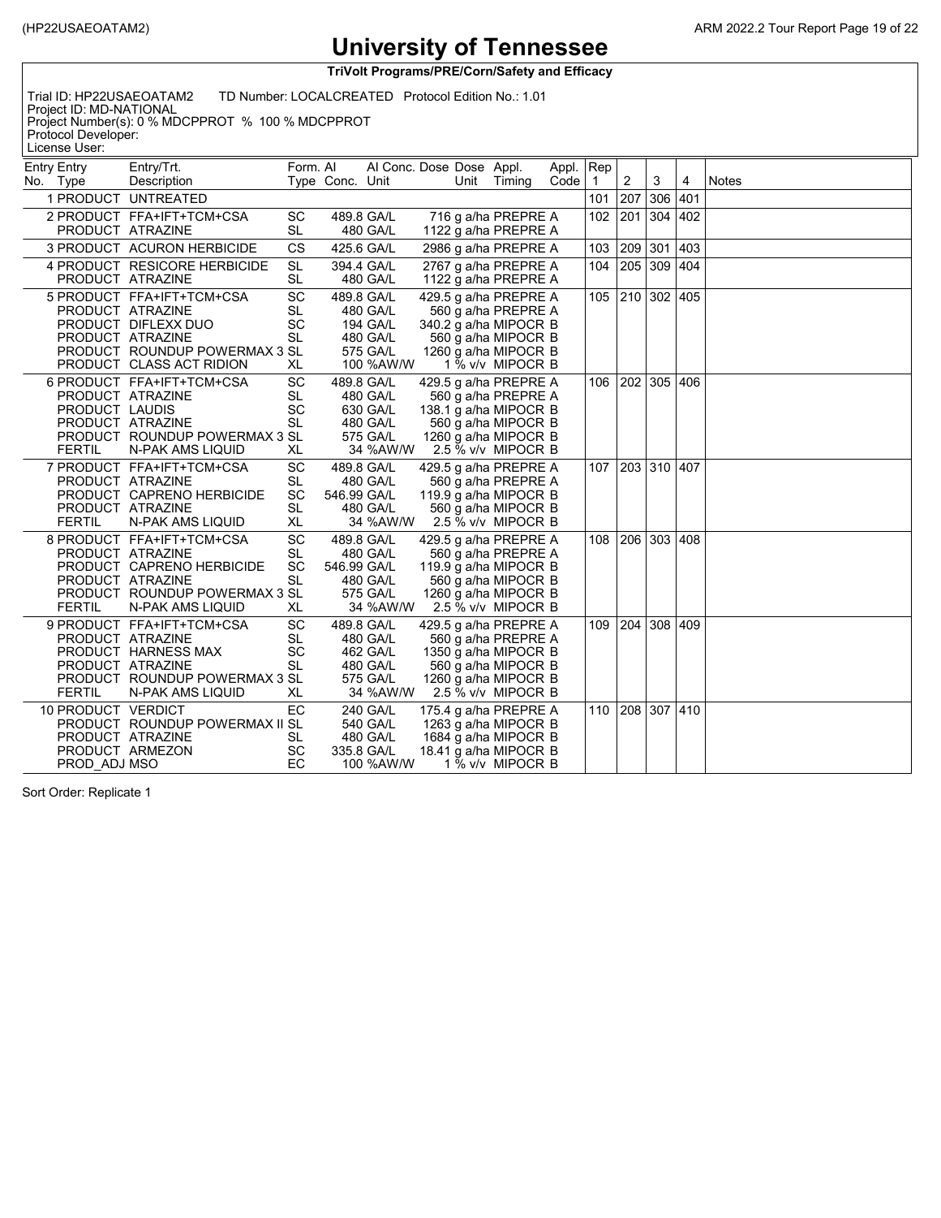# University of Tennessee

**TriVolt Programs/PRE/Corn/Safety and Efficacy**

Trial ID: HP22USAEOATAM2 TD Number: LOCALCREATED Protocol Edition No.: 1.01
Project ID: MD-NATIONAL
Project Number(s): 0 % MDCPPROT % 100 % MDCPPROT
Protocol Developer:
License User:

| Entry No. | Entry Type | Entry/Trt. Description | Form. Type | AI Conc. | AI Conc. Unit | Dose | Dose Unit | Appl. Timing | Appl. Code | Rep 1 | 2 | 3 | 4 | Notes |
|---|---|---|---|---|---|---|---|---|---|---|---|---|---|---|
| 1 | PRODUCT | UNTREATED | | | | | | | | 101 | 207 | 306 | 401 | |
| 2 | PRODUCT | FFA+IFT+TCM+CSA | SC | 489.8 | GA/L | 716 | g a/ha | PREPRE | A | 102 | 201 | 304 | 402 | |
| | PRODUCT | ATRAZINE | SL | 480 | GA/L | 1122 | g a/ha | PREPRE | A | | | | | |
| 3 | PRODUCT | ACURON HERBICIDE | CS | 425.6 | GA/L | 2986 | g a/ha | PREPRE | A | 103 | 209 | 301 | 403 | |
| 4 | PRODUCT | RESICORE HERBICIDE | SL | 394.4 | GA/L | 2767 | g a/ha | PREPRE | A | 104 | 205 | 309 | 404 | |
| | PRODUCT | ATRAZINE | SL | 480 | GA/L | 1122 | g a/ha | PREPRE | A | | | | | |
| 5 | PRODUCT | FFA+IFT+TCM+CSA | SC | 489.8 | GA/L | 429.5 | g a/ha | PREPRE | A | 105 | 210 | 302 | 405 | |
| | PRODUCT | ATRAZINE | SL | 480 | GA/L | 560 | g a/ha | PREPRE | A | | | | | |
| | PRODUCT | DIFLEXX DUO | SC | 194 | GA/L | 340.2 | g a/ha | MIPOCR | B | | | | | |
| | PRODUCT | ATRAZINE | SL | 480 | GA/L | 560 | g a/ha | MIPOCR | B | | | | | |
| | PRODUCT | ROUNDUP POWERMAX 3 | SL | 575 | GA/L | 1260 | g a/ha | MIPOCR | B | | | | | |
| | PRODUCT | CLASS ACT RIDION | XL | 100 | %AW/W | 1 | % v/v | MIPOCR | B | | | | | |
| 6 | PRODUCT | FFA+IFT+TCM+CSA | SC | 489.8 | GA/L | 429.5 | g a/ha | PREPRE | A | 106 | 202 | 305 | 406 | |
| | PRODUCT | ATRAZINE | SL | 480 | GA/L | 560 | g a/ha | PREPRE | A | | | | | |
| | PRODUCT | LAUDIS | SC | 630 | GA/L | 138.1 | g a/ha | MIPOCR | B | | | | | |
| | PRODUCT | ATRAZINE | SL | 480 | GA/L | 560 | g a/ha | MIPOCR | B | | | | | |
| | PRODUCT | ROUNDUP POWERMAX 3 | SL | 575 | GA/L | 1260 | g a/ha | MIPOCR | B | | | | | |
| | FERTIL | N-PAK AMS LIQUID | XL | 34 | %AW/W | 2.5 | % v/v | MIPOCR | B | | | | | |
| 7 | PRODUCT | FFA+IFT+TCM+CSA | SC | 489.8 | GA/L | 429.5 | g a/ha | PREPRE | A | 107 | 203 | 310 | 407 | |
| | PRODUCT | ATRAZINE | SL | 480 | GA/L | 560 | g a/ha | PREPRE | A | | | | | |
| | PRODUCT | CAPRENO HERBICIDE | SC | 546.99 | GA/L | 119.9 | g a/ha | MIPOCR | B | | | | | |
| | PRODUCT | ATRAZINE | SL | 480 | GA/L | 560 | g a/ha | MIPOCR | B | | | | | |
| | FERTIL | N-PAK AMS LIQUID | XL | 34 | %AW/W | 2.5 | % v/v | MIPOCR | B | | | | | |
| 8 | PRODUCT | FFA+IFT+TCM+CSA | SC | 489.8 | GA/L | 429.5 | g a/ha | PREPRE | A | 108 | 206 | 303 | 408 | |
| | PRODUCT | ATRAZINE | SL | 480 | GA/L | 560 | g a/ha | PREPRE | A | | | | | |
| | PRODUCT | CAPRENO HERBICIDE | SC | 546.99 | GA/L | 119.9 | g a/ha | MIPOCR | B | | | | | |
| | PRODUCT | ATRAZINE | SL | 480 | GA/L | 560 | g a/ha | MIPOCR | B | | | | | |
| | PRODUCT | ROUNDUP POWERMAX 3 | SL | 575 | GA/L | 1260 | g a/ha | MIPOCR | B | | | | | |
| | FERTIL | N-PAK AMS LIQUID | XL | 34 | %AW/W | 2.5 | % v/v | MIPOCR | B | | | | | |
| 9 | PRODUCT | FFA+IFT+TCM+CSA | SC | 489.8 | GA/L | 429.5 | g a/ha | PREPRE | A | 109 | 204 | 308 | 409 | |
| | PRODUCT | ATRAZINE | SL | 480 | GA/L | 560 | g a/ha | PREPRE | A | | | | | |
| | PRODUCT | HARNESS MAX | SC | 462 | GA/L | 1350 | g a/ha | MIPOCR | B | | | | | |
| | PRODUCT | ATRAZINE | SL | 480 | GA/L | 560 | g a/ha | MIPOCR | B | | | | | |
| | PRODUCT | ROUNDUP POWERMAX 3 | SL | 575 | GA/L | 1260 | g a/ha | MIPOCR | B | | | | | |
| | FERTIL | N-PAK AMS LIQUID | XL | 34 | %AW/W | 2.5 | % v/v | MIPOCR | B | | | | | |
| 10 | PRODUCT | VERDICT | EC | 240 | GA/L | 175.4 | g a/ha | PREPRE | A | 110 | 208 | 307 | 410 | |
| | PRODUCT | ROUNDUP POWERMAX II | SL | 540 | GA/L | 1263 | g a/ha | MIPOCR | B | | | | | |
| | PRODUCT | ATRAZINE | SL | 480 | GA/L | 1684 | g a/ha | MIPOCR | B | | | | | |
| | PRODUCT | ARMEZON | SC | 335.8 | GA/L | 18.41 | g a/ha | MIPOCR | B | | | | | |
| | PROD_ADJ | MSO | EC | 100 | %AW/W | 1 | % v/v | MIPOCR | B | | | | | |

Sort Order: Replicate 1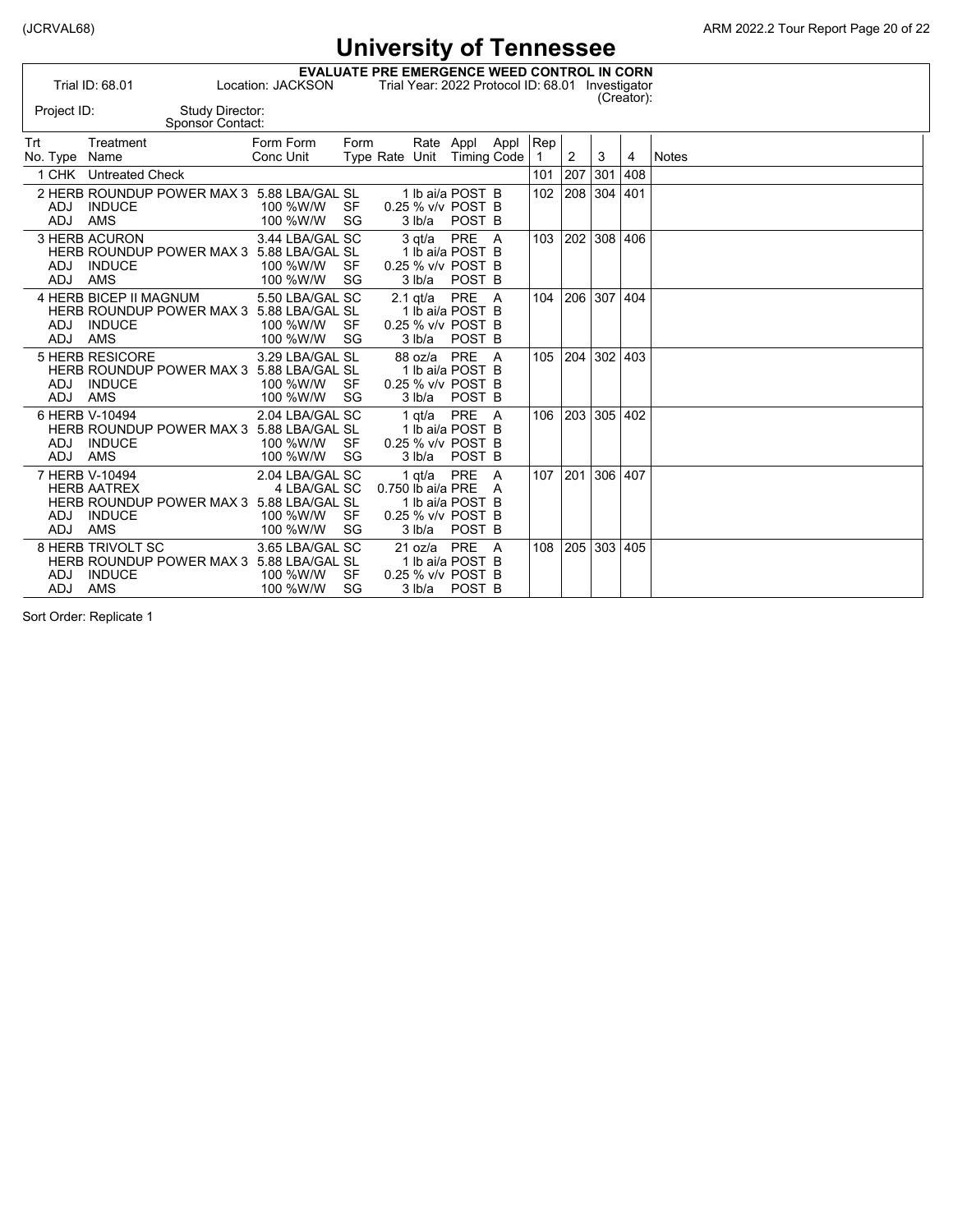# University of Tennessee

**EVALUATE PRE EMERGENCE WEED CONTROL IN CORN**

Trial ID: 68.01 Location: JACKSON Trial Year: 2022 Protocol ID: 68.01 Investigator (Creator):

Project ID: Study Director: Sponsor Contact:

| Trt No. | Type | Treatment Name | Form Conc | Form Unit | Form Type | Rate | Rate Unit | Appl Timing | Appl Code | Rep 1 | 2 | 3 | 4 | Notes |
|---|---|---|---|---|---|---|---|---|---|---|---|---|---|---|
| 1 | CHK | Untreated Check | | | | | | | | 101 | 207 | 301 | 408 | |
| 2 | HERB | ROUNDUP POWER MAX 3 | 5.88 | LBA/GAL | SL | 1 | lb ai/a | POST | B | 102 | 208 | 304 | 401 | |
| | ADJ | INDUCE | 100 | %W/W | SF | 0.25 | % v/v | POST | B | | | | | |
| | ADJ | AMS | 100 | %W/W | SG | 3 | lb/a | POST | B | | | | | |
| 3 | HERB | ACURON | 3.44 | LBA/GAL | SC | 3 | qt/a | PRE | A | 103 | 202 | 308 | 406 | |
| | HERB | ROUNDUP POWER MAX 3 | 5.88 | LBA/GAL | SL | 1 | lb ai/a | POST | B | | | | | |
| | ADJ | INDUCE | 100 | %W/W | SF | 0.25 | % v/v | POST | B | | | | | |
| | ADJ | AMS | 100 | %W/W | SG | 3 | lb/a | POST | B | | | | | |
| 4 | HERB | BICEP II MAGNUM | 5.50 | LBA/GAL | SC | 2.1 | qt/a | PRE | A | 104 | 206 | 307 | 404 | |
| | HERB | ROUNDUP POWER MAX 3 | 5.88 | LBA/GAL | SL | 1 | lb ai/a | POST | B | | | | | |
| | ADJ | INDUCE | 100 | %W/W | SF | 0.25 | % v/v | POST | B | | | | | |
| | ADJ | AMS | 100 | %W/W | SG | 3 | lb/a | POST | B | | | | | |
| 5 | HERB | RESICORE | 3.29 | LBA/GAL | SL | 88 | oz/a | PRE | A | 105 | 204 | 302 | 403 | |
| | HERB | ROUNDUP POWER MAX 3 | 5.88 | LBA/GAL | SL | 1 | lb ai/a | POST | B | | | | | |
| | ADJ | INDUCE | 100 | %W/W | SF | 0.25 | % v/v | POST | B | | | | | |
| | ADJ | AMS | 100 | %W/W | SG | 3 | lb/a | POST | B | | | | | |
| 6 | HERB | V-10494 | 2.04 | LBA/GAL | SC | 1 | qt/a | PRE | A | 106 | 203 | 305 | 402 | |
| | HERB | ROUNDUP POWER MAX 3 | 5.88 | LBA/GAL | SL | 1 | lb ai/a | POST | B | | | | | |
| | ADJ | INDUCE | 100 | %W/W | SF | 0.25 | % v/v | POST | B | | | | | |
| | ADJ | AMS | 100 | %W/W | SG | 3 | lb/a | POST | B | | | | | |
| 7 | HERB | V-10494 | 2.04 | LBA/GAL | SC | 1 | qt/a | PRE | A | 107 | 201 | 306 | 407 | |
| | HERB | AATREX | 4 | LBA/GAL | SC | 0.750 | lb ai/a | PRE | A | | | | | |
| | HERB | ROUNDUP POWER MAX 3 | 5.88 | LBA/GAL | SL | 1 | lb ai/a | POST | B | | | | | |
| | ADJ | INDUCE | 100 | %W/W | SF | 0.25 | % v/v | POST | B | | | | | |
| | ADJ | AMS | 100 | %W/W | SG | 3 | lb/a | POST | B | | | | | |
| 8 | HERB | TRIVOLT SC | 3.65 | LBA/GAL | SC | 21 | oz/a | PRE | A | 108 | 205 | 303 | 405 | |
| | HERB | ROUNDUP POWER MAX 3 | 5.88 | LBA/GAL | SL | 1 | lb ai/a | POST | B | | | | | |
| | ADJ | INDUCE | 100 | %W/W | SF | 0.25 | % v/v | POST | B | | | | | |
| | ADJ | AMS | 100 | %W/W | SG | 3 | lb/a | POST | B | | | | | |

Sort Order: Replicate 1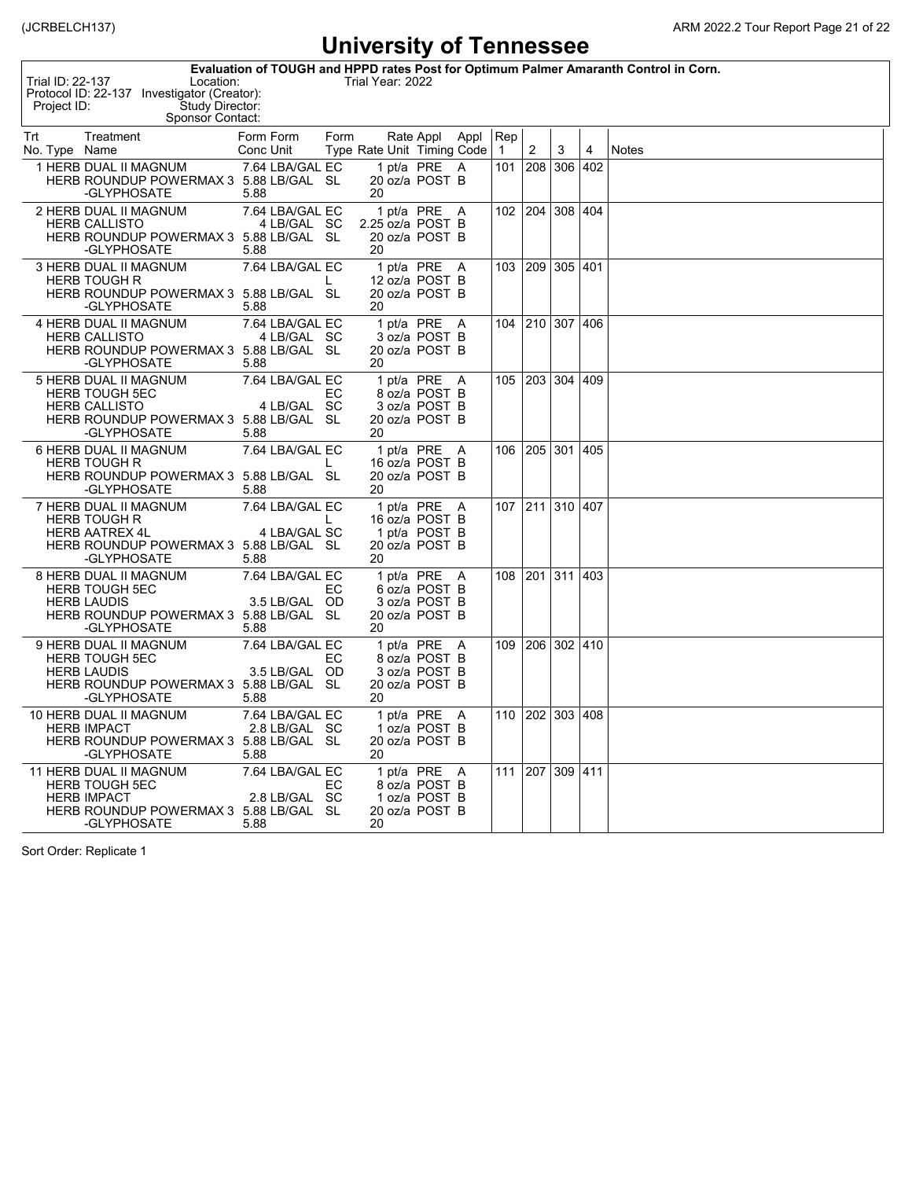# University of Tennessee

**Evaluation of TOUGH and HPPD rates Post for Optimum Palmer Amaranth Control in Corn.**

Trial ID: 22-137 Location: Trial Year: 2022
Protocol ID: 22-137 Investigator (Creator):
Project ID: Study Director:
Sponsor Contact:

| Trt No. | Type | Treatment Name | Form Conc | Form Unit | Form Type | Rate | Rate Unit | Appl Timing | Appl Code | Rep 1 | 2 | 3 | 4 | Notes |
|---|---|---|---|---|---|---|---|---|---|---|---|---|---|---|
| 1 | HERB | DUAL II MAGNUM | 7.64 | LBA/GAL | EC | 1 | pt/a | PRE | A | 101 | 208 | 306 | 402 | |
| | HERB | ROUNDUP POWERMAX 3 -GLYPHOSATE | 5.88 5.88 | LB/GAL | SL | 20 20 | oz/a | POST | B | | | | | |
| 2 | HERB | DUAL II MAGNUM | 7.64 | LBA/GAL | EC | 1 | pt/a | PRE | A | 102 | 204 | 308 | 404 | |
| | HERB | CALLISTO | 4 | LB/GAL | SC | 2.25 | oz/a | POST | B | | | | | |
| | HERB | ROUNDUP POWERMAX 3 -GLYPHOSATE | 5.88 5.88 | LB/GAL | SL | 20 20 | oz/a | POST | B | | | | | |
| 3 | HERB | DUAL II MAGNUM | 7.64 | LBA/GAL | EC | 1 | pt/a | PRE | A | 103 | 209 | 305 | 401 | |
| | HERB | TOUGH R | | | L | 12 | oz/a | POST | B | | | | | |
| | HERB | ROUNDUP POWERMAX 3 -GLYPHOSATE | 5.88 5.88 | LB/GAL | SL | 20 20 | oz/a | POST | B | | | | | |
| 4 | HERB | DUAL II MAGNUM | 7.64 | LBA/GAL | EC | 1 | pt/a | PRE | A | 104 | 210 | 307 | 406 | |
| | HERB | CALLISTO | 4 | LB/GAL | SC | 3 | oz/a | POST | B | | | | | |
| | HERB | ROUNDUP POWERMAX 3 -GLYPHOSATE | 5.88 5.88 | LB/GAL | SL | 20 20 | oz/a | POST | B | | | | | |
| 5 | HERB | DUAL II MAGNUM | 7.64 | LBA/GAL | EC | 1 | pt/a | PRE | A | 105 | 203 | 304 | 409 | |
| | HERB | TOUGH 5EC | | | EC | 8 | oz/a | POST | B | | | | | |
| | HERB | CALLISTO | 4 | LB/GAL | SC | 3 | oz/a | POST | B | | | | | |
| | HERB | ROUNDUP POWERMAX 3 -GLYPHOSATE | 5.88 5.88 | LB/GAL | SL | 20 20 | oz/a | POST | B | | | | | |
| 6 | HERB | DUAL II MAGNUM | 7.64 | LBA/GAL | EC | 1 | pt/a | PRE | A | 106 | 205 | 301 | 405 | |
| | HERB | TOUGH R | | | L | 16 | oz/a | POST | B | | | | | |
| | HERB | ROUNDUP POWERMAX 3 -GLYPHOSATE | 5.88 5.88 | LB/GAL | SL | 20 20 | oz/a | POST | B | | | | | |
| 7 | HERB | DUAL II MAGNUM | 7.64 | LBA/GAL | EC | 1 | pt/a | PRE | A | 107 | 211 | 310 | 407 | |
| | HERB | TOUGH R | | | L | 16 | oz/a | POST | B | | | | | |
| | HERB | AATREX 4L | 4 | LBA/GAL | SC | 1 | pt/a | POST | B | | | | | |
| | HERB | ROUNDUP POWERMAX 3 -GLYPHOSATE | 5.88 5.88 | LB/GAL | SL | 20 20 | oz/a | POST | B | | | | | |
| 8 | HERB | DUAL II MAGNUM | 7.64 | LBA/GAL | EC | 1 | pt/a | PRE | A | 108 | 201 | 311 | 403 | |
| | HERB | TOUGH 5EC | | | EC | 6 | oz/a | POST | B | | | | | |
| | HERB | LAUDIS | 3.5 | LB/GAL | OD | 3 | oz/a | POST | B | | | | | |
| | HERB | ROUNDUP POWERMAX 3 -GLYPHOSATE | 5.88 5.88 | LB/GAL | SL | 20 20 | oz/a | POST | B | | | | | |
| 9 | HERB | DUAL II MAGNUM | 7.64 | LBA/GAL | EC | 1 | pt/a | PRE | A | 109 | 206 | 302 | 410 | |
| | HERB | TOUGH 5EC | | | EC | 8 | oz/a | POST | B | | | | | |
| | HERB | LAUDIS | 3.5 | LB/GAL | OD | 3 | oz/a | POST | B | | | | | |
| | HERB | ROUNDUP POWERMAX 3 -GLYPHOSATE | 5.88 5.88 | LB/GAL | SL | 20 20 | oz/a | POST | B | | | | | |
| 10 | HERB | DUAL II MAGNUM | 7.64 | LBA/GAL | EC | 1 | pt/a | PRE | A | 110 | 202 | 303 | 408 | |
| | HERB | IMPACT | 2.8 | LB/GAL | SC | 1 | oz/a | POST | B | | | | | |
| | HERB | ROUNDUP POWERMAX 3 -GLYPHOSATE | 5.88 5.88 | LB/GAL | SL | 20 20 | oz/a | POST | B | | | | | |
| 11 | HERB | DUAL II MAGNUM | 7.64 | LBA/GAL | EC | 1 | pt/a | PRE | A | 111 | 207 | 309 | 411 | |
| | HERB | TOUGH 5EC | | | EC | 8 | oz/a | POST | B | | | | | |
| | HERB | IMPACT | 2.8 | LB/GAL | SC | 1 | oz/a | POST | B | | | | | |
| | HERB | ROUNDUP POWERMAX 3 -GLYPHOSATE | 5.88 5.88 | LB/GAL | SL | 20 20 | oz/a | POST | B | | | | | |

Sort Order: Replicate 1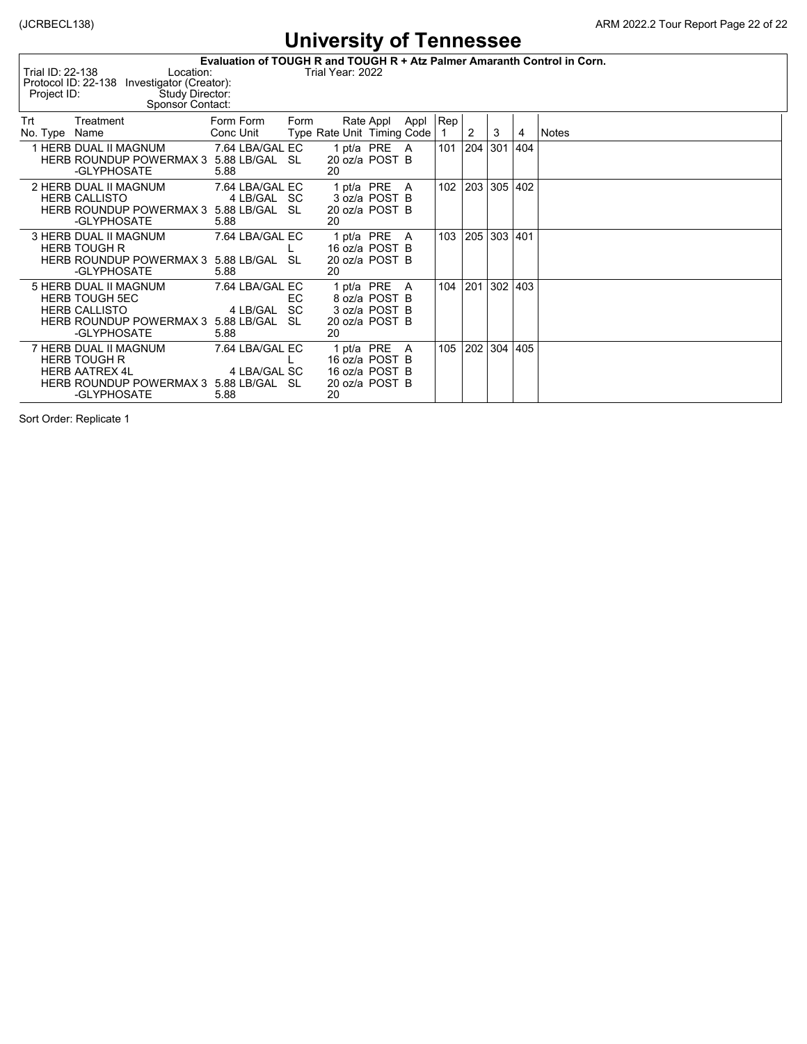# University of Tennessee

**Evaluation of TOUGH R and TOUGH R + Atz Palmer Amaranth Control in Corn.**

Trial ID: 22-138 Location: Trial Year: 2022
Protocol ID: 22-138 Investigator (Creator):
Project ID: Study Director:
Sponsor Contact:

| Trt No. | Type | Treatment Name | Form Conc | Form Unit | Form Type | Rate | Rate Unit | Appl Timing | Appl Code | Rep 1 | 2 | 3 | 4 | Notes |
|---|---|---|---|---|---|---|---|---|---|---|---|---|---|---|
| 1 | HERB | DUAL II MAGNUM | 7.64 | LBA/GAL | EC | 1 | pt/a | PRE | A | 101 | 204 | 301 | 404 | |
| | HERB | ROUNDUP POWERMAX 3 -GLYPHOSATE | 5.88 5.88 | LB/GAL | SL | 20 20 | oz/a | POST | B | | | | | |
| 2 | HERB | DUAL II MAGNUM | 7.64 | LBA/GAL | EC | 1 | pt/a | PRE | A | 102 | 203 | 305 | 402 | |
| | HERB | CALLISTO | 4 | LB/GAL | SC | 3 | oz/a | POST | B | | | | | |
| | HERB | ROUNDUP POWERMAX 3 -GLYPHOSATE | 5.88 5.88 | LB/GAL | SL | 20 20 | oz/a | POST | B | | | | | |
| 3 | HERB | DUAL II MAGNUM | 7.64 | LBA/GAL | EC | 1 | pt/a | PRE | A | 103 | 205 | 303 | 401 | |
| | HERB | TOUGH R | | | L | 16 | oz/a | POST | B | | | | | |
| | HERB | ROUNDUP POWERMAX 3 -GLYPHOSATE | 5.88 5.88 | LB/GAL | SL | 20 20 | oz/a | POST | B | | | | | |
| 5 | HERB | DUAL II MAGNUM | 7.64 | LBA/GAL | EC | 1 | pt/a | PRE | A | 104 | 201 | 302 | 403 | |
| | HERB | TOUGH 5EC | | | EC | 8 | oz/a | POST | B | | | | | |
| | HERB | CALLISTO | 4 | LB/GAL | SC | 3 | oz/a | POST | B | | | | | |
| | HERB | ROUNDUP POWERMAX 3 -GLYPHOSATE | 5.88 5.88 | LB/GAL | SL | 20 20 | oz/a | POST | B | | | | | |
| 7 | HERB | DUAL II MAGNUM | 7.64 | LBA/GAL | EC | 1 | pt/a | PRE | A | 105 | 202 | 304 | 405 | |
| | HERB | TOUGH R | | | L | 16 | oz/a | POST | B | | | | | |
| | HERB | AATREX 4L | 4 | LBA/GAL | SC | 16 | oz/a | POST | B | | | | | |
| | HERB | ROUNDUP POWERMAX 3 -GLYPHOSATE | 5.88 5.88 | LB/GAL | SL | 20 20 | oz/a | POST | B | | | | | |

Sort Order: Replicate 1